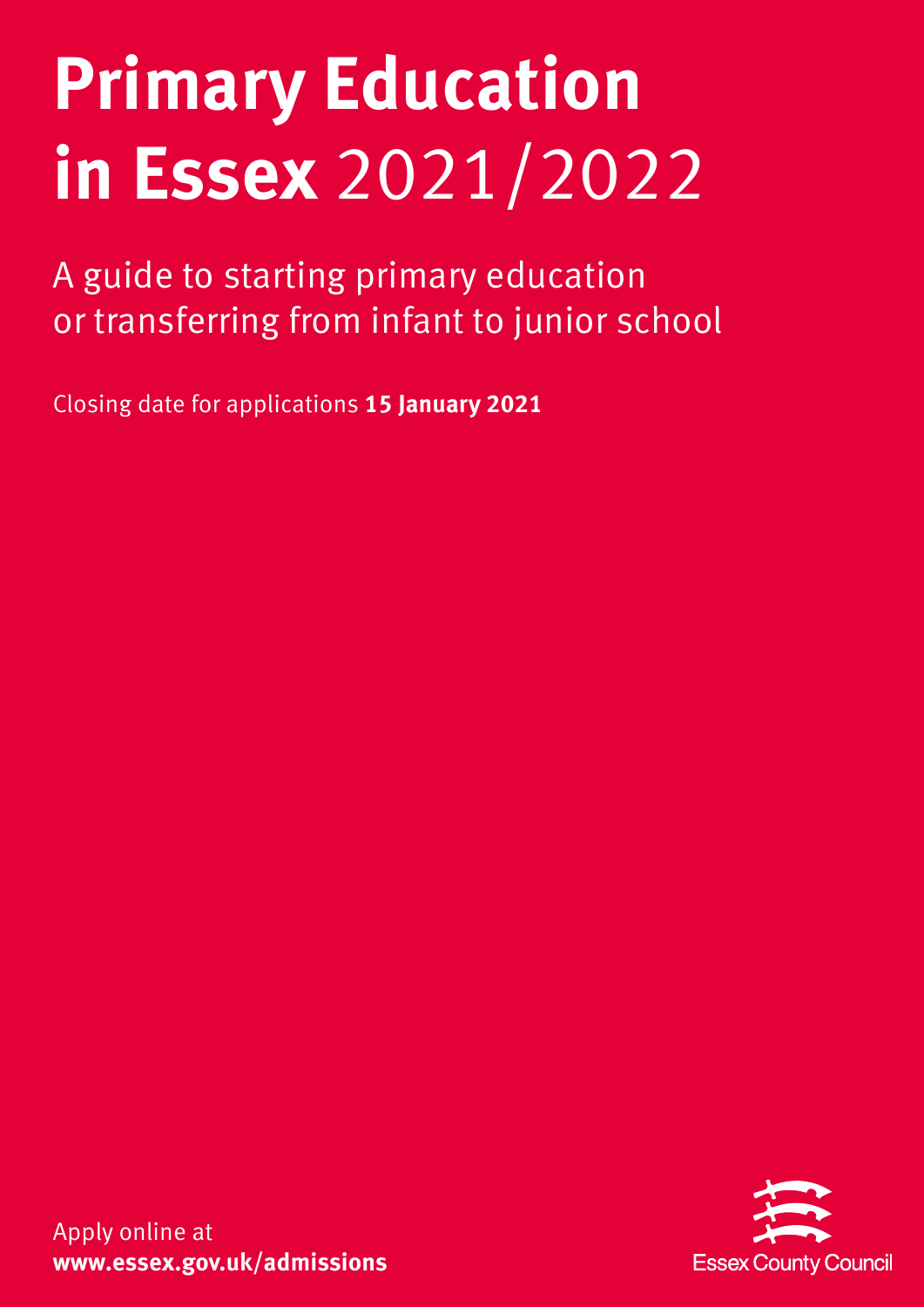# **Primary Education in Essex** 2021/2022

A guide to starting primary education or transferring from infant to junior school

Closing date for applications **15 January 2021**

Apply online at
**www.essex.gov.uk/admissions**

Essex County Council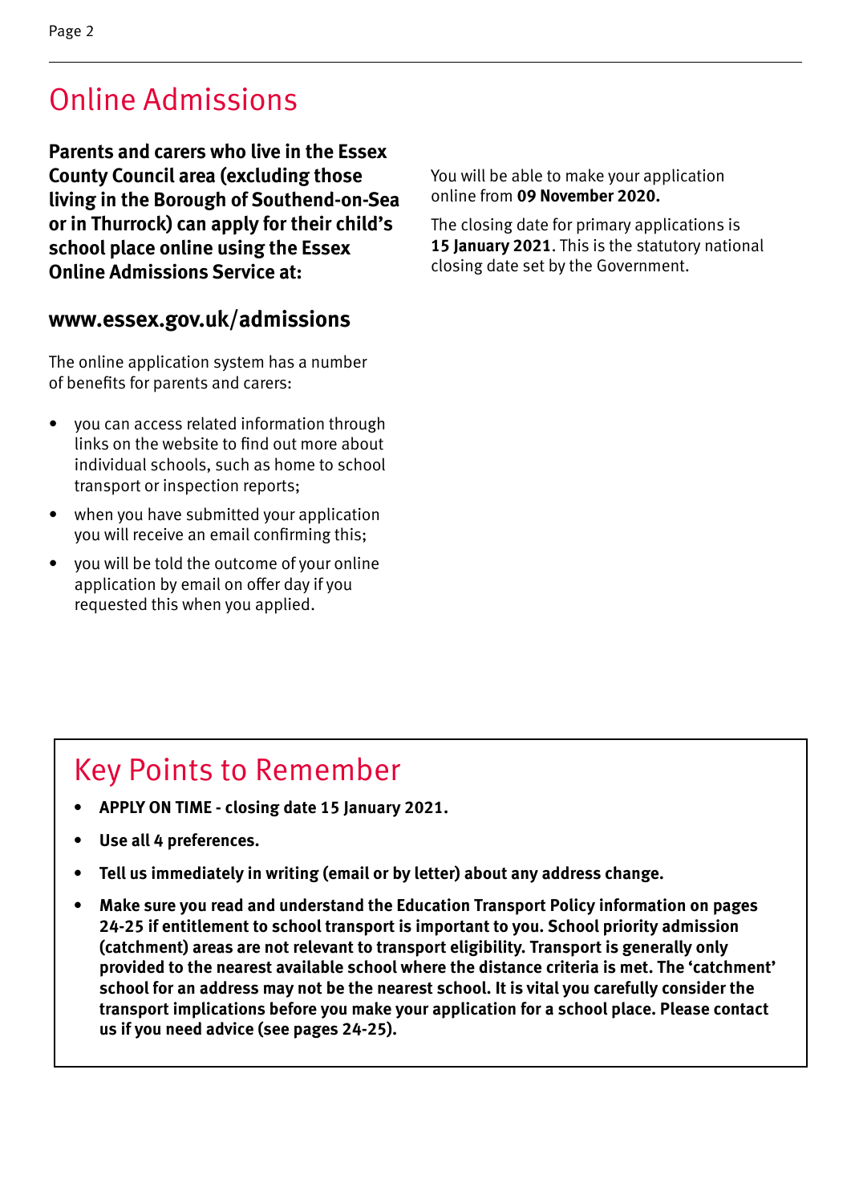# Online Admissions

**Parents and carers who live in the Essex County Council area (excluding those living in the Borough of Southend-on-Sea or in Thurrock) can apply for their child's school place online using the Essex Online Admissions Service at:**

## www.essex.gov.uk/admissions

The online application system has a number of benefits for parents and carers:

- you can access related information through links on the website to find out more about individual schools, such as home to school transport or inspection reports;
- when you have submitted your application you will receive an email confirming this;
- you will be told the outcome of your online application by email on offer day if you requested this when you applied.

You will be able to make your application online from **09 November 2020.**

The closing date for primary applications is **15 January 2021**. This is the statutory national closing date set by the Government.

## Key Points to Remember

- **APPLY ON TIME - closing date 15 January 2021.**
- **Use all 4 preferences.**
- **Tell us immediately in writing (email or by letter) about any address change.**
- **Make sure you read and understand the Education Transport Policy information on pages 24-25 if entitlement to school transport is important to you. School priority admission (catchment) areas are not relevant to transport eligibility. Transport is generally only provided to the nearest available school where the distance criteria is met. The 'catchment' school for an address may not be the nearest school. It is vital you carefully consider the transport implications before you make your application for a school place. Please contact us if you need advice (see pages 24-25).**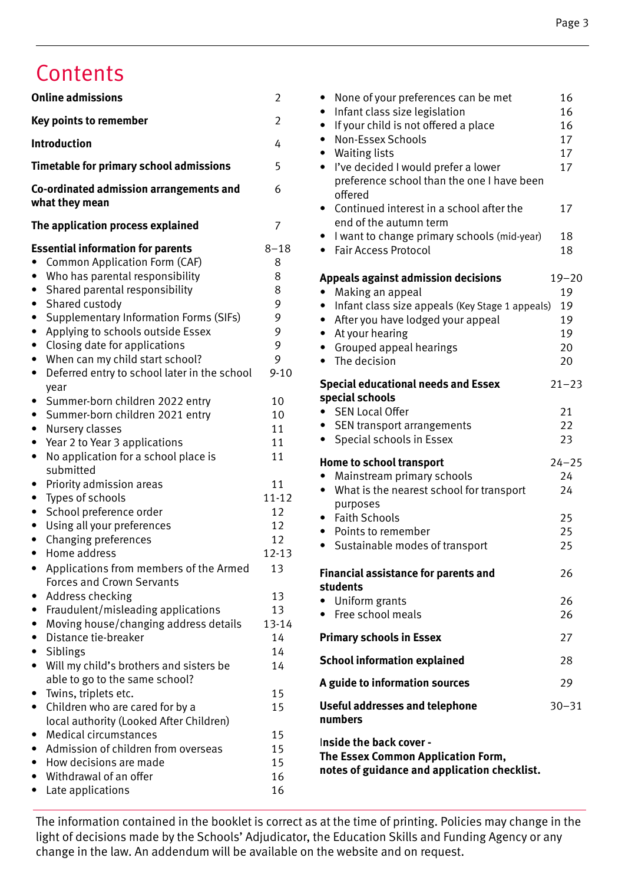# Contents

**Online admissions** 2

**Key points to remember** 2

**Introduction** 4

**Timetable for primary school admissions** 5

**Co-ordinated admission arrangements and what they mean** 6

**The application process explained** 7

**Essential information for parents** 8–18

- Common Application Form (CAF) 8
- Who has parental responsibility 8
- Shared parental responsibility 8
- Shared custody 9
- Supplementary Information Forms (SIFs) 9
- Applying to schools outside Essex 9
- Closing date for applications 9
- When can my child start school? 9
- Deferred entry to school later in the school year 9-10
- Summer-born children 2022 entry 10
- Summer-born children 2021 entry 10
- Nursery classes 11
- Year 2 to Year 3 applications 11
- No application for a school place is submitted 11
- Priority admission areas 11
- Types of schools 11-12
- School preference order 12
- Using all your preferences 12
- Changing preferences 12
- Home address 12-13
- Applications from members of the Armed Forces and Crown Servants 13
- Address checking 13
- Fraudulent/misleading applications 13
- Moving house/changing address details 13-14
- Distance tie-breaker 14
- Siblings 14
- Will my child's brothers and sisters be able to go to the same school? 14
- Twins, triplets etc. 15
- Children who are cared for by a local authority (Looked After Children) 15
- Medical circumstances 15
- Admission of children from overseas 15
- How decisions are made 15
- Withdrawal of an offer 16
- Late applications 16
- None of your preferences can be met 16
- Infant class size legislation 16
- If your child is not offered a place 16
- Non-Essex Schools 17
- Waiting lists 17
- I've decided I would prefer a lower preference school than the one I have been offered 17
- Continued interest in a school after the end of the autumn term 17
- I want to change primary schools (mid-year) 18
- Fair Access Protocol 18

**Appeals against admission decisions** 19–20

- Making an appeal 19
- Infant class size appeals (Key Stage 1 appeals) 19
- After you have lodged your appeal 19
- At your hearing 19
- Grouped appeal hearings 20
- The decision 20

**Special educational needs and Essex special schools** 21–23

- SEN Local Offer 21
- SEN transport arrangements 22
- Special schools in Essex 23

**Home to school transport** 24–25

- Mainstream primary schools 24
- What is the nearest school for transport purposes 24
- Faith Schools 25
- Points to remember 25
- Sustainable modes of transport 25

**Financial assistance for parents and students** 26

- Uniform grants 26
- Free school meals 26

**Primary schools in Essex** 27

**School information explained** 28

**A guide to information sources** 29

**Useful addresses and telephone numbers** 30–31

**Inside the back cover - The Essex Common Application Form, notes of guidance and application checklist.**

The information contained in the booklet is correct as at the time of printing. Policies may change in the light of decisions made by the Schools' Adjudicator, the Education Skills and Funding Agency or any change in the law. An addendum will be available on the website and on request.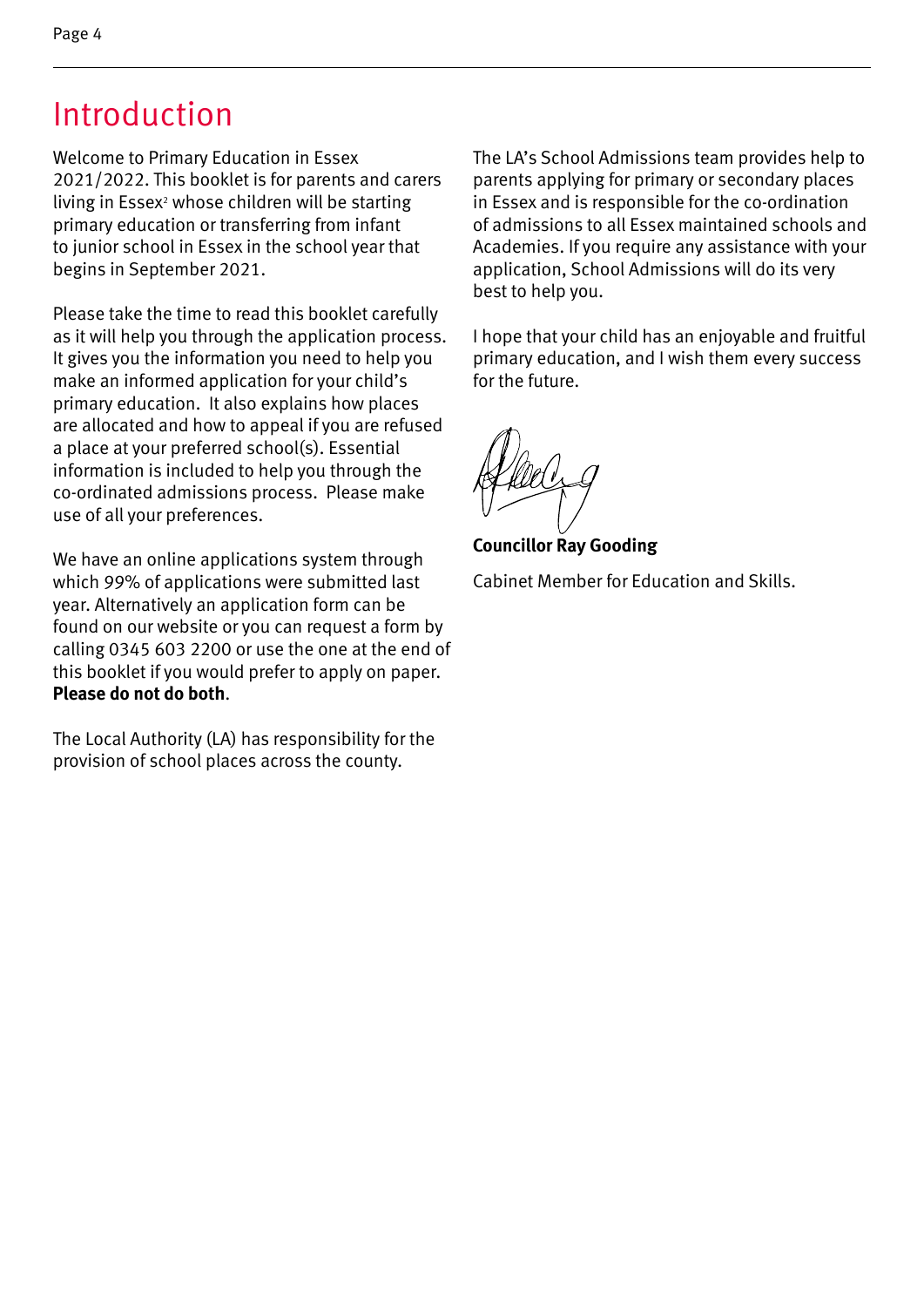# Introduction

Welcome to Primary Education in Essex 2021/2022. This booklet is for parents and carers living in Essex[2] whose children will be starting primary education or transferring from infant to junior school in Essex in the school year that begins in September 2021.

Please take the time to read this booklet carefully as it will help you through the application process. It gives you the information you need to help you make an informed application for your child's primary education. It also explains how places are allocated and how to appeal if you are refused a place at your preferred school(s). Essential information is included to help you through the co-ordinated admissions process. Please make use of all your preferences.

We have an online applications system through which 99% of applications were submitted last year. Alternatively an application form can be found on our website or you can request a form by calling 0345 603 2200 or use the one at the end of this booklet if you would prefer to apply on paper. **Please do not do both**.

The Local Authority (LA) has responsibility for the provision of school places across the county.

The LA's School Admissions team provides help to parents applying for primary or secondary places in Essex and is responsible for the co-ordination of admissions to all Essex maintained schools and Academies. If you require any assistance with your application, School Admissions will do its very best to help you.

I hope that your child has an enjoyable and fruitful primary education, and I wish them every success for the future.

**Councillor Ray Gooding**

Cabinet Member for Education and Skills.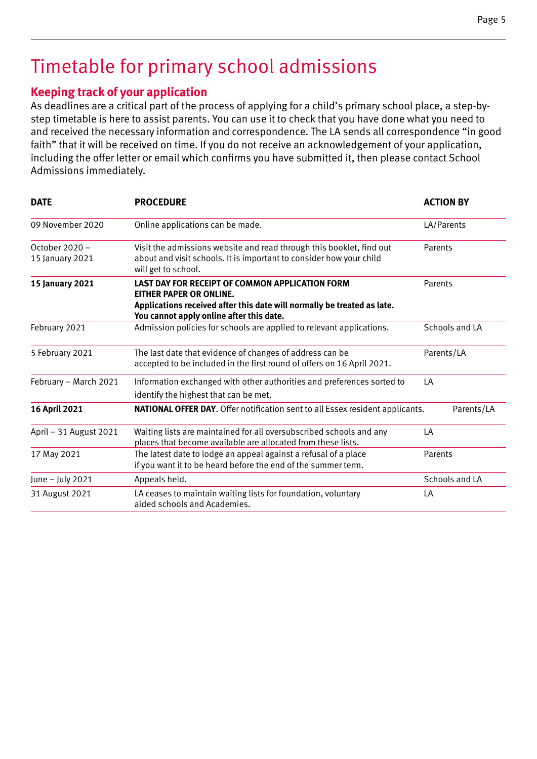# Timetable for primary school admissions

## Keeping track of your application

As deadlines are a critical part of the process of applying for a child's primary school place, a step-by-step timetable is here to assist parents. You can use it to check that you have done what you need to and received the necessary information and correspondence. The LA sends all correspondence "in good faith" that it will be received on time. If you do not receive an acknowledgement of your application, including the offer letter or email which confirms you have submitted it, then please contact School Admissions immediately.

| DATE | PROCEDURE | ACTION BY |
|---|---|---|
| 09 November 2020 | Online applications can be made. | LA/Parents |
| October 2020 – 15 January 2021 | Visit the admissions website and read through this booklet, find out about and visit schools. It is important to consider how your child will get to school. | Parents |
| **15 January 2021** | **LAST DAY FOR RECEIPT OF COMMON APPLICATION FORM EITHER PAPER OR ONLINE. Applications received after this date will normally be treated as late. You cannot apply online after this date.** | Parents |
| February 2021 | Admission policies for schools are applied to relevant applications. | Schools and LA |
| 5 February 2021 | The last date that evidence of changes of address can be accepted to be included in the first round of offers on 16 April 2021. | Parents/LA |
| February – March 2021 | Information exchanged with other authorities and preferences sorted to identify the highest that can be met. | LA |
| **16 April 2021** | **NATIONAL OFFER DAY**. Offer notification sent to all Essex resident applicants. | Parents/LA |
| April – 31 August 2021 | Waiting lists are maintained for all oversubscribed schools and any places that become available are allocated from these lists. | LA |
| 17 May 2021 | The latest date to lodge an appeal against a refusal of a place if you want it to be heard before the end of the summer term. | Parents |
| June – July 2021 | Appeals held. | Schools and LA |
| 31 August 2021 | LA ceases to maintain waiting lists for foundation, voluntary aided schools and Academies. | LA |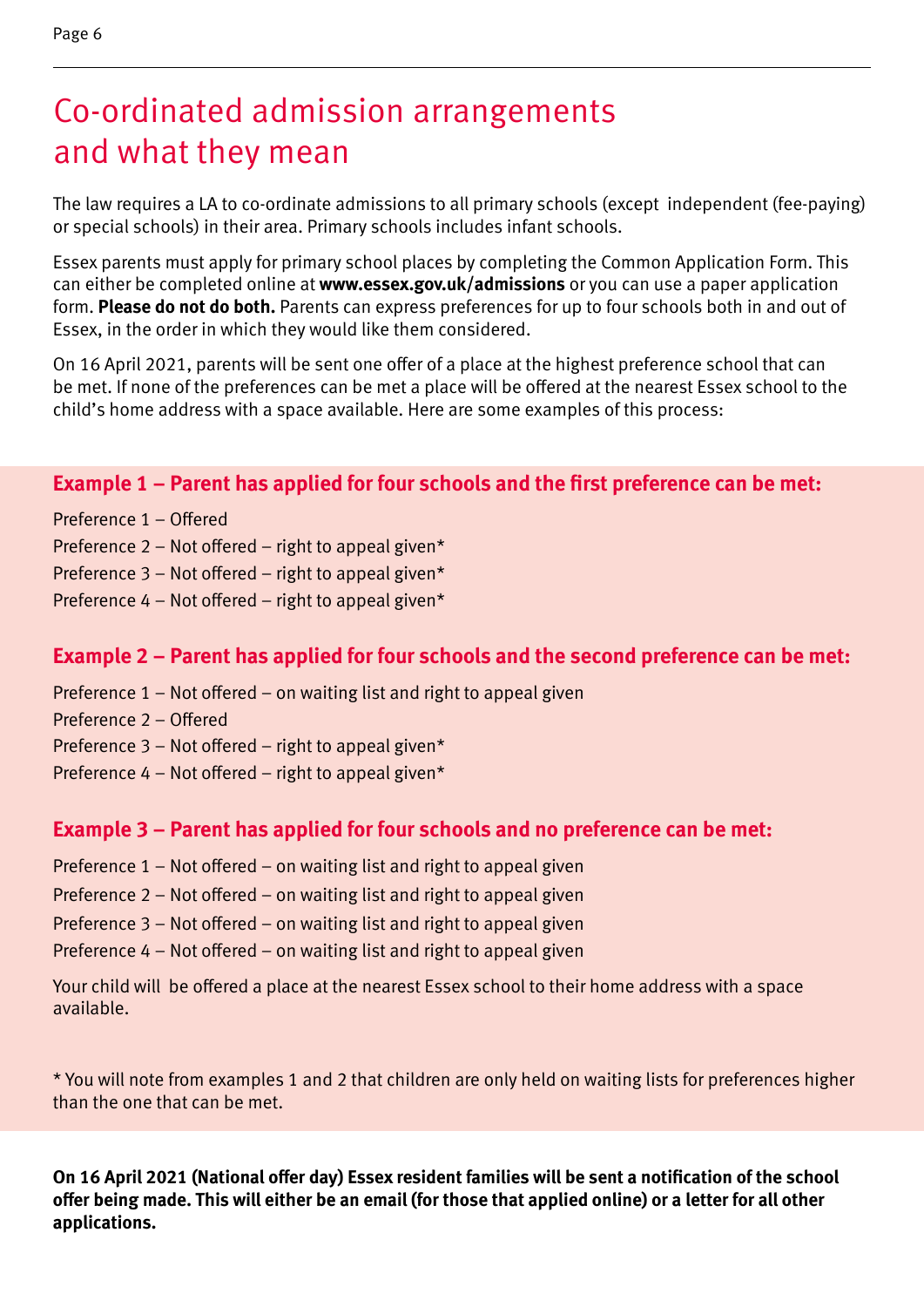# Co-ordinated admission arrangements and what they mean

The law requires a LA to co-ordinate admissions to all primary schools (except independent (fee-paying) or special schools) in their area. Primary schools includes infant schools.

Essex parents must apply for primary school places by completing the Common Application Form. This can either be completed online at **www.essex.gov.uk/admissions** or you can use a paper application form. **Please do not do both.** Parents can express preferences for up to four schools both in and out of Essex, in the order in which they would like them considered.

On 16 April 2021, parents will be sent one offer of a place at the highest preference school that can be met. If none of the preferences can be met a place will be offered at the nearest Essex school to the child's home address with a space available. Here are some examples of this process:

### Example 1 – Parent has applied for four schools and the first preference can be met:

Preference 1 – Offered

Preference 2 – Not offered – right to appeal given*

Preference 3 – Not offered – right to appeal given*

Preference 4 – Not offered – right to appeal given*

### Example 2 – Parent has applied for four schools and the second preference can be met:

Preference 1 – Not offered – on waiting list and right to appeal given

Preference 2 – Offered

Preference 3 – Not offered – right to appeal given*

Preference 4 – Not offered – right to appeal given*

### Example 3 – Parent has applied for four schools and no preference can be met:

Preference 1 – Not offered – on waiting list and right to appeal given

Preference 2 – Not offered – on waiting list and right to appeal given

Preference 3 – Not offered – on waiting list and right to appeal given

Preference 4 – Not offered – on waiting list and right to appeal given

Your child will be offered a place at the nearest Essex school to their home address with a space available.

* You will note from examples 1 and 2 that children are only held on waiting lists for preferences higher than the one that can be met.

**On 16 April 2021 (National offer day) Essex resident families will be sent a notification of the school offer being made. This will either be an email (for those that applied online) or a letter for all other applications.**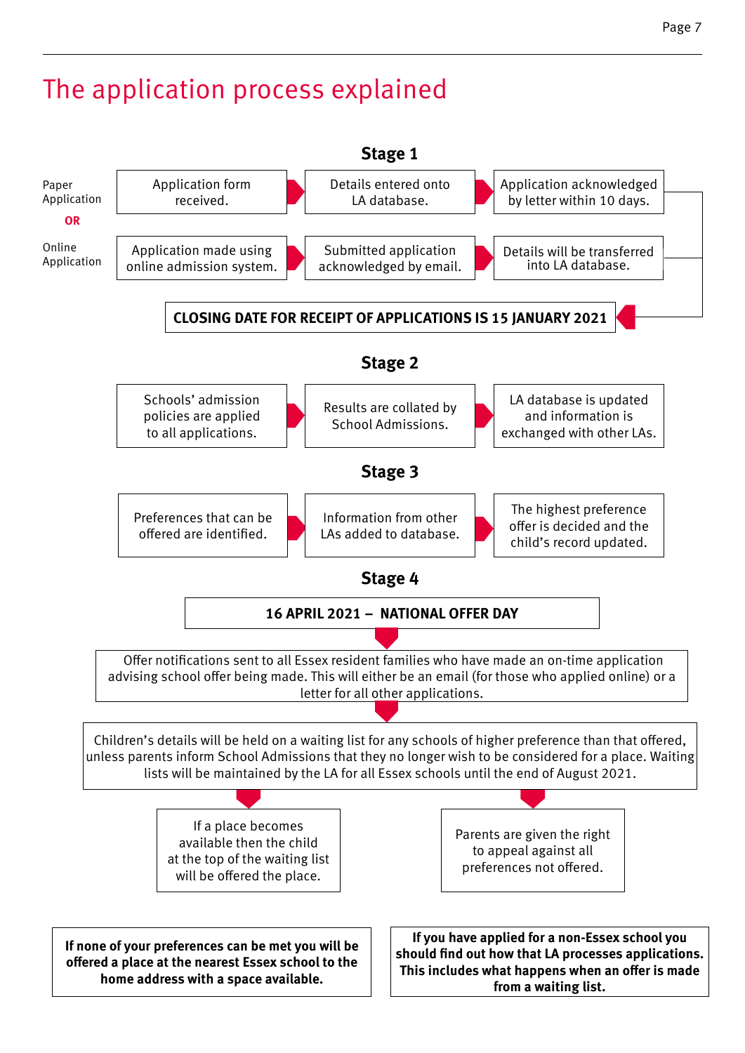# The application process explained

## Stage 1

**Paper Application**

Application form received. → Details entered onto LA database. → Application acknowledged by letter within 10 days.

**OR**

**Online Application**

Application made using online admission system. → Submitted application acknowledged by email. → Details will be transferred into LA database.

**CLOSING DATE FOR RECEIPT OF APPLICATIONS IS 15 JANUARY 2021**

## Stage 2

Schools' admission policies are applied to all applications. → Results are collated by School Admissions. → LA database is updated and information is exchanged with other LAs.

## Stage 3

Preferences that can be offered are identified. → Information from other LAs added to database. → The highest preference offer is decided and the child's record updated.

## Stage 4

**16 APRIL 2021 – NATIONAL OFFER DAY**

Offer notifications sent to all Essex resident families who have made an on-time application advising school offer being made. This will either be an email (for those who applied online) or a letter for all other applications.

Children's details will be held on a waiting list for any schools of higher preference than that offered, unless parents inform School Admissions that they no longer wish to be considered for a place. Waiting lists will be maintained by the LA for all Essex schools until the end of August 2021.

- If a place becomes available then the child at the top of the waiting list will be offered the place.
- Parents are given the right to appeal against all preferences not offered.

**If none of your preferences can be met you will be offered a place at the nearest Essex school to the home address with a space available.**

**If you have applied for a non-Essex school you should find out how that LA processes applications. This includes what happens when an offer is made from a waiting list.**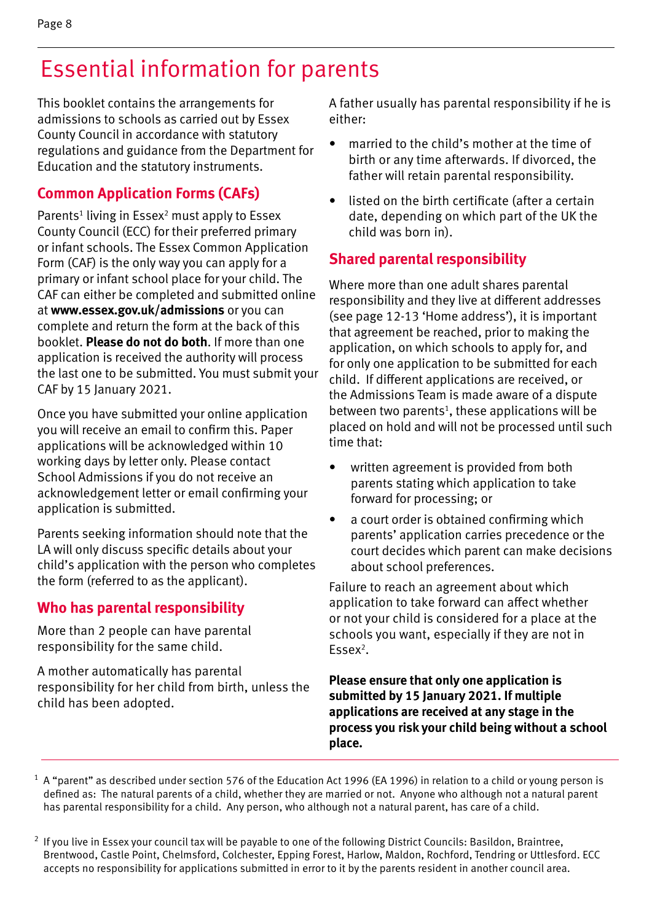# Essential information for parents

This booklet contains the arrangements for admissions to schools as carried out by Essex County Council in accordance with statutory regulations and guidance from the Department for Education and the statutory instruments.

## Common Application Forms (CAFs)

Parents[1] living in Essex[2] must apply to Essex County Council (ECC) for their preferred primary or infant schools. The Essex Common Application Form (CAF) is the only way you can apply for a primary or infant school place for your child. The CAF can either be completed and submitted online at **www.essex.gov.uk/admissions** or you can complete and return the form at the back of this booklet. **Please do not do both**. If more than one application is received the authority will process the last one to be submitted. You must submit your CAF by 15 January 2021.

Once you have submitted your online application you will receive an email to confirm this. Paper applications will be acknowledged within 10 working days by letter only. Please contact School Admissions if you do not receive an acknowledgement letter or email confirming your application is submitted.

Parents seeking information should note that the LA will only discuss specific details about your child's application with the person who completes the form (referred to as the applicant).

## Who has parental responsibility

More than 2 people can have parental responsibility for the same child.

A mother automatically has parental responsibility for her child from birth, unless the child has been adopted.

A father usually has parental responsibility if he is either:

- married to the child's mother at the time of birth or any time afterwards. If divorced, the father will retain parental responsibility.
- listed on the birth certificate (after a certain date, depending on which part of the UK the child was born in).

## Shared parental responsibility

Where more than one adult shares parental responsibility and they live at different addresses (see page 12-13 'Home address'), it is important that agreement be reached, prior to making the application, on which schools to apply for, and for only one application to be submitted for each child. If different applications are received, or the Admissions Team is made aware of a dispute between two parents[1], these applications will be placed on hold and will not be processed until such time that:

- written agreement is provided from both parents stating which application to take forward for processing; or
- a court order is obtained confirming which parents' application carries precedence or the court decides which parent can make decisions about school preferences.

Failure to reach an agreement about which application to take forward can affect whether or not your child is considered for a place at the schools you want, especially if they are not in Essex[2].

**Please ensure that only one application is submitted by 15 January 2021. If multiple applications are received at any stage in the process you risk your child being without a school place.**

---

[1] A "parent" as described under section 576 of the Education Act 1996 (EA 1996) in relation to a child or young person is defined as: The natural parents of a child, whether they are married or not. Anyone who although not a natural parent has parental responsibility for a child. Any person, who although not a natural parent, has care of a child.

[2] If you live in Essex your council tax will be payable to one of the following District Councils: Basildon, Braintree, Brentwood, Castle Point, Chelmsford, Colchester, Epping Forest, Harlow, Maldon, Rochford, Tendring or Uttlesford. ECC accepts no responsibility for applications submitted in error to it by the parents resident in another council area.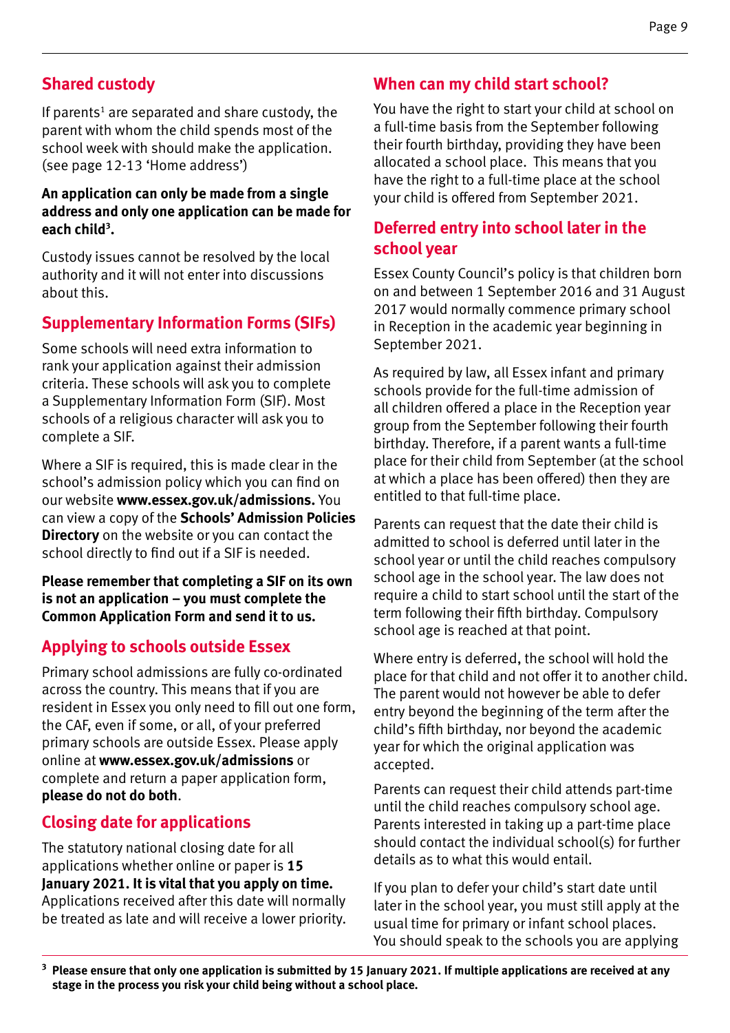## Shared custody

If parents[1] are separated and share custody, the parent with whom the child spends most of the school week with should make the application. (see page 12-13 'Home address')

**An application can only be made from a single address and only one application can be made for each child[3].**

Custody issues cannot be resolved by the local authority and it will not enter into discussions about this.

## Supplementary Information Forms (SIFs)

Some schools will need extra information to rank your application against their admission criteria. These schools will ask you to complete a Supplementary Information Form (SIF). Most schools of a religious character will ask you to complete a SIF.

Where a SIF is required, this is made clear in the school's admission policy which you can find on our website **www.essex.gov.uk/admissions.** You can view a copy of the **Schools' Admission Policies Directory** on the website or you can contact the school directly to find out if a SIF is needed.

**Please remember that completing a SIF on its own is not an application – you must complete the Common Application Form and send it to us.**

## Applying to schools outside Essex

Primary school admissions are fully co-ordinated across the country. This means that if you are resident in Essex you only need to fill out one form, the CAF, even if some, or all, of your preferred primary schools are outside Essex. Please apply online at **www.essex.gov.uk/admissions** or complete and return a paper application form, **please do not do both**.

## Closing date for applications

The statutory national closing date for all applications whether online or paper is **15 January 2021. It is vital that you apply on time.** Applications received after this date will normally be treated as late and will receive a lower priority.

## When can my child start school?

You have the right to start your child at school on a full-time basis from the September following their fourth birthday, providing they have been allocated a school place. This means that you have the right to a full-time place at the school your child is offered from September 2021.

## Deferred entry into school later in the school year

Essex County Council's policy is that children born on and between 1 September 2016 and 31 August 2017 would normally commence primary school in Reception in the academic year beginning in September 2021.

As required by law, all Essex infant and primary schools provide for the full-time admission of all children offered a place in the Reception year group from the September following their fourth birthday. Therefore, if a parent wants a full-time place for their child from September (at the school at which a place has been offered) then they are entitled to that full-time place.

Parents can request that the date their child is admitted to school is deferred until later in the school year or until the child reaches compulsory school age in the school year. The law does not require a child to start school until the start of the term following their fifth birthday. Compulsory school age is reached at that point.

Where entry is deferred, the school will hold the place for that child and not offer it to another child. The parent would not however be able to defer entry beyond the beginning of the term after the child's fifth birthday, nor beyond the academic year for which the original application was accepted.

Parents can request their child attends part-time until the child reaches compulsory school age. Parents interested in taking up a part-time place should contact the individual school(s) for further details as to what this would entail.

If you plan to defer your child's start date until later in the school year, you must still apply at the usual time for primary or infant school places. You should speak to the schools you are applying

---

[3] **Please ensure that only one application is submitted by 15 January 2021. If multiple applications are received at any stage in the process you risk your child being without a school place.**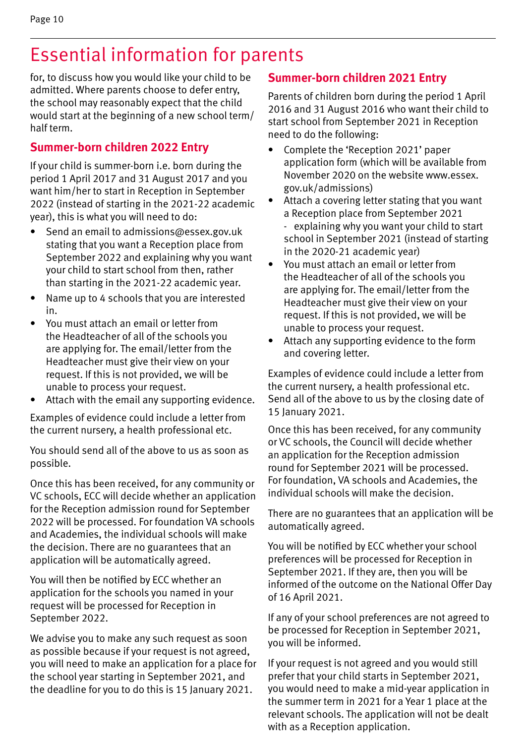# Essential information for parents

for, to discuss how you would like your child to be admitted. Where parents choose to defer entry, the school may reasonably expect that the child would start at the beginning of a new school term/half term.

## Summer-born children 2022 Entry

If your child is summer-born i.e. born during the period 1 April 2017 and 31 August 2017 and you want him/her to start in Reception in September 2022 (instead of starting in the 2021-22 academic year), this is what you will need to do:

- Send an email to admissions@essex.gov.uk stating that you want a Reception place from September 2022 and explaining why you want your child to start school from then, rather than starting in the 2021-22 academic year.
- Name up to 4 schools that you are interested in.
- You must attach an email or letter from the Headteacher of all of the schools you are applying for. The email/letter from the Headteacher must give their view on your request. If this is not provided, we will be unable to process your request.
- Attach with the email any supporting evidence.

Examples of evidence could include a letter from the current nursery, a health professional etc.

You should send all of the above to us as soon as possible.

Once this has been received, for any community or VC schools, ECC will decide whether an application for the Reception admission round for September 2022 will be processed. For foundation VA schools and Academies, the individual schools will make the decision. There are no guarantees that an application will be automatically agreed.

You will then be notified by ECC whether an application for the schools you named in your request will be processed for Reception in September 2022.

We advise you to make any such request as soon as possible because if your request is not agreed, you will need to make an application for a place for the school year starting in September 2021, and the deadline for you to do this is 15 January 2021.

## Summer-born children 2021 Entry

Parents of children born during the period 1 April 2016 and 31 August 2016 who want their child to start school from September 2021 in Reception need to do the following:

- Complete the 'Reception 2021' paper application form (which will be available from November 2020 on the website www.essex.gov.uk/admissions)
- Attach a covering letter stating that you want a Reception place from September 2021 - explaining why you want your child to start school in September 2021 (instead of starting in the 2020-21 academic year)
- You must attach an email or letter from the Headteacher of all of the schools you are applying for. The email/letter from the Headteacher must give their view on your request. If this is not provided, we will be unable to process your request.
- Attach any supporting evidence to the form and covering letter.

Examples of evidence could include a letter from the current nursery, a health professional etc. Send all of the above to us by the closing date of 15 January 2021.

Once this has been received, for any community or VC schools, the Council will decide whether an application for the Reception admission round for September 2021 will be processed. For foundation, VA schools and Academies, the individual schools will make the decision.

There are no guarantees that an application will be automatically agreed.

You will be notified by ECC whether your school preferences will be processed for Reception in September 2021. If they are, then you will be informed of the outcome on the National Offer Day of 16 April 2021.

If any of your school preferences are not agreed to be processed for Reception in September 2021, you will be informed.

If your request is not agreed and you would still prefer that your child starts in September 2021, you would need to make a mid-year application in the summer term in 2021 for a Year 1 place at the relevant schools. The application will not be dealt with as a Reception application.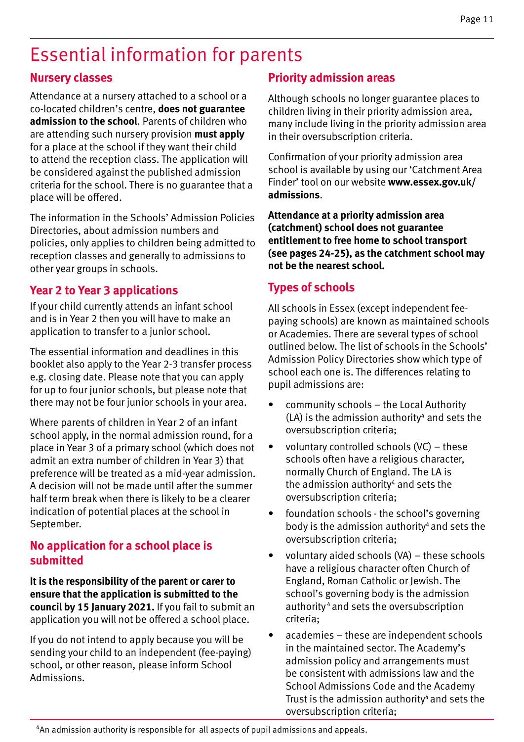# Essential information for parents

## Nursery classes

Attendance at a nursery attached to a school or a co-located children's centre, **does not guarantee admission to the school**. Parents of children who are attending such nursery provision **must apply** for a place at the school if they want their child to attend the reception class. The application will be considered against the published admission criteria for the school. There is no guarantee that a place will be offered.

The information in the Schools' Admission Policies Directories, about admission numbers and policies, only applies to children being admitted to reception classes and generally to admissions to other year groups in schools.

## Year 2 to Year 3 applications

If your child currently attends an infant school and is in Year 2 then you will have to make an application to transfer to a junior school.

The essential information and deadlines in this booklet also apply to the Year 2-3 transfer process e.g. closing date. Please note that you can apply for up to four junior schools, but please note that there may not be four junior schools in your area.

Where parents of children in Year 2 of an infant school apply, in the normal admission round, for a place in Year 3 of a primary school (which does not admit an extra number of children in Year 3) that preference will be treated as a mid-year admission. A decision will not be made until after the summer half term break when there is likely to be a clearer indication of potential places at the school in September.

## No application for a school place is submitted

**It is the responsibility of the parent or carer to ensure that the application is submitted to the council by 15 January 2021.** If you fail to submit an application you will not be offered a school place.

If you do not intend to apply because you will be sending your child to an independent (fee-paying) school, or other reason, please inform School Admissions.

## Priority admission areas

Although schools no longer guarantee places to children living in their priority admission area, many include living in the priority admission area in their oversubscription criteria.

Confirmation of your priority admission area school is available by using our 'Catchment Area Finder' tool on our website **www.essex.gov.uk/admissions**.

**Attendance at a priority admission area (catchment) school does not guarantee entitlement to free home to school transport (see pages 24-25), as the catchment school may not be the nearest school.**

## Types of schools

All schools in Essex (except independent fee-paying schools) are known as maintained schools or Academies. There are several types of school outlined below. The list of schools in the Schools' Admission Policy Directories show which type of school each one is. The differences relating to pupil admissions are:

- community schools – the Local Authority (LA) is the admission authority[4] and sets the oversubscription criteria;
- voluntary controlled schools (VC) – these schools often have a religious character, normally Church of England. The LA is the admission authority[4] and sets the oversubscription criteria;
- foundation schools - the school's governing body is the admission authority[4] and sets the oversubscription criteria;
- voluntary aided schools (VA) – these schools have a religious character often Church of England, Roman Catholic or Jewish. The school's governing body is the admission authority[4] and sets the oversubscription criteria;
- academies – these are independent schools in the maintained sector. The Academy's admission policy and arrangements must be consistent with admissions law and the School Admissions Code and the Academy Trust is the admission authority[4] and sets the oversubscription criteria;

[4]An admission authority is responsible for all aspects of pupil admissions and appeals.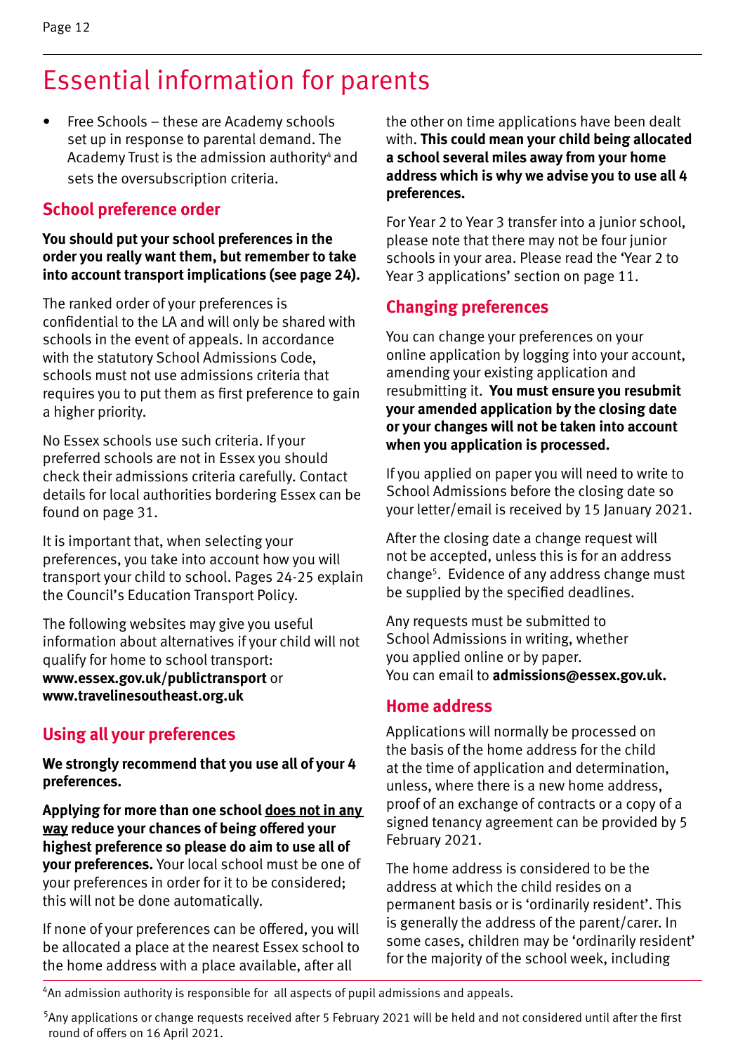# Essential information for parents

- Free Schools – these are Academy schools set up in response to parental demand. The Academy Trust is the admission authority[4] and sets the oversubscription criteria.

## School preference order

**You should put your school preferences in the order you really want them, but remember to take into account transport implications (see page 24).**

The ranked order of your preferences is confidential to the LA and will only be shared with schools in the event of appeals. In accordance with the statutory School Admissions Code, schools must not use admissions criteria that requires you to put them as first preference to gain a higher priority.

No Essex schools use such criteria. If your preferred schools are not in Essex you should check their admissions criteria carefully. Contact details for local authorities bordering Essex can be found on page 31.

It is important that, when selecting your preferences, you take into account how you will transport your child to school. Pages 24-25 explain the Council's Education Transport Policy.

The following websites may give you useful information about alternatives if your child will not qualify for home to school transport: **www.essex.gov.uk/publictransport** or **www.travelinesoutheast.org.uk**

## Using all your preferences

**We strongly recommend that you use all of your 4 preferences.**

**Applying for more than one school <u>does not in any way</u> reduce your chances of being offered your highest preference so please do aim to use all of your preferences.** Your local school must be one of your preferences in order for it to be considered; this will not be done automatically.

If none of your preferences can be offered, you will be allocated a place at the nearest Essex school to the home address with a place available, after all the other on time applications have been dealt with. **This could mean your child being allocated a school several miles away from your home address which is why we advise you to use all 4 preferences.**

For Year 2 to Year 3 transfer into a junior school, please note that there may not be four junior schools in your area. Please read the 'Year 2 to Year 3 applications' section on page 11.

## Changing preferences

You can change your preferences on your online application by logging into your account, amending your existing application and resubmitting it. **You must ensure you resubmit your amended application by the closing date or your changes will not be taken into account when you application is processed.**

If you applied on paper you will need to write to School Admissions before the closing date so your letter/email is received by 15 January 2021.

After the closing date a change request will not be accepted, unless this is for an address change[5]. Evidence of any address change must be supplied by the specified deadlines.

Any requests must be submitted to School Admissions in writing, whether you applied online or by paper.
You can email to **admissions@essex.gov.uk.**

## Home address

Applications will normally be processed on the basis of the home address for the child at the time of application and determination, unless, where there is a new home address, proof of an exchange of contracts or a copy of a signed tenancy agreement can be provided by 5 February 2021.

The home address is considered to be the address at which the child resides on a permanent basis or is 'ordinarily resident'. This is generally the address of the parent/carer. In some cases, children may be 'ordinarily resident' for the majority of the school week, including

---

[4]An admission authority is responsible for all aspects of pupil admissions and appeals.

[5]Any applications or change requests received after 5 February 2021 will be held and not considered until after the first round of offers on 16 April 2021.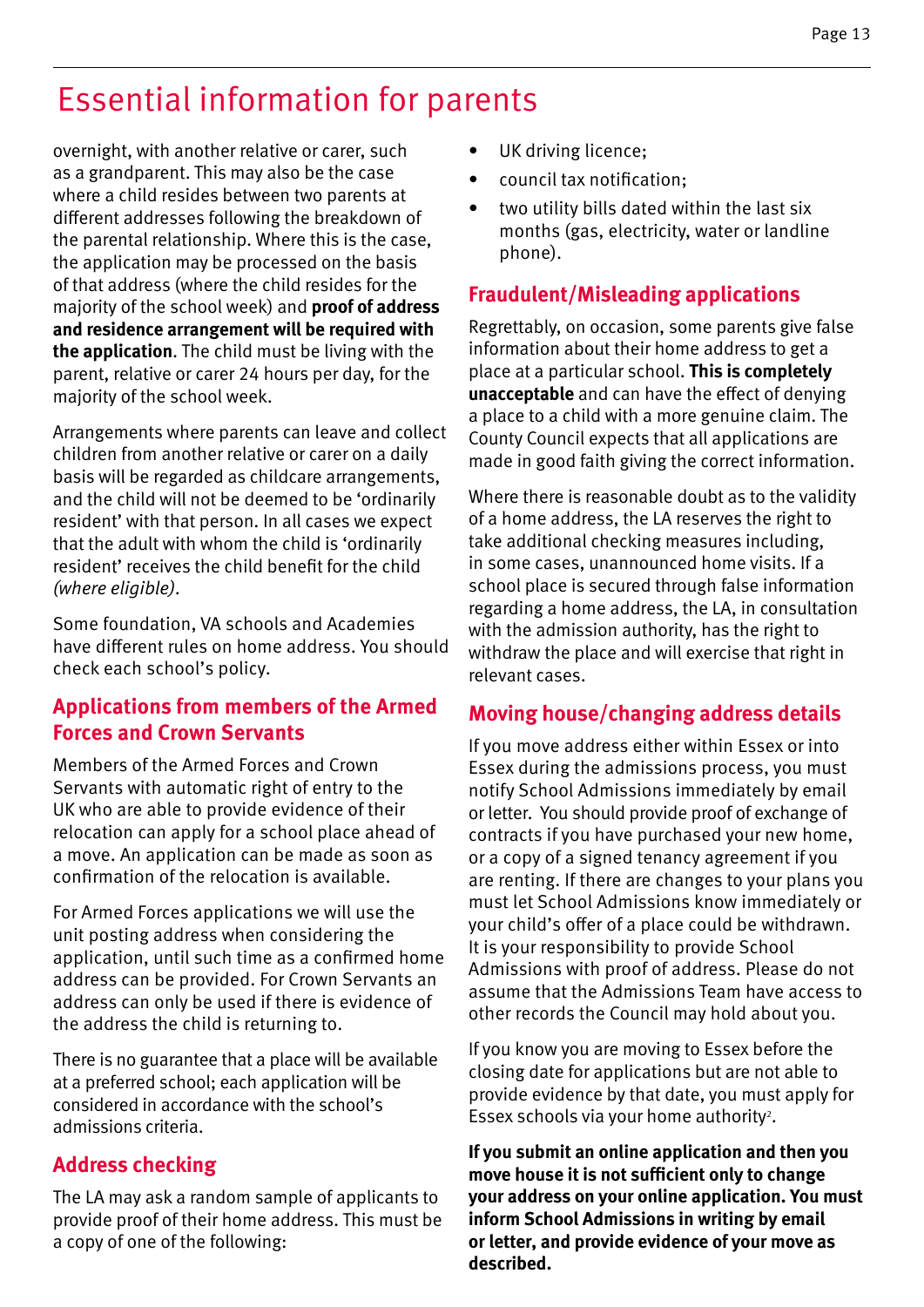# Essential information for parents

overnight, with another relative or carer, such as a grandparent. This may also be the case where a child resides between two parents at different addresses following the breakdown of the parental relationship. Where this is the case, the application may be processed on the basis of that address (where the child resides for the majority of the school week) and **proof of address and residence arrangement will be required with the application**. The child must be living with the parent, relative or carer 24 hours per day, for the majority of the school week.

Arrangements where parents can leave and collect children from another relative or carer on a daily basis will be regarded as childcare arrangements, and the child will not be deemed to be 'ordinarily resident' with that person. In all cases we expect that the adult with whom the child is 'ordinarily resident' receives the child benefit for the child *(where eligible)*.

Some foundation, VA schools and Academies have different rules on home address. You should check each school's policy.

## Applications from members of the Armed Forces and Crown Servants

Members of the Armed Forces and Crown Servants with automatic right of entry to the UK who are able to provide evidence of their relocation can apply for a school place ahead of a move. An application can be made as soon as confirmation of the relocation is available.

For Armed Forces applications we will use the unit posting address when considering the application, until such time as a confirmed home address can be provided. For Crown Servants an address can only be used if there is evidence of the address the child is returning to.

There is no guarantee that a place will be available at a preferred school; each application will be considered in accordance with the school's admissions criteria.

## Address checking

The LA may ask a random sample of applicants to provide proof of their home address. This must be a copy of one of the following:

- UK driving licence;
- council tax notification;
- two utility bills dated within the last six months (gas, electricity, water or landline phone).

## Fraudulent/Misleading applications

Regrettably, on occasion, some parents give false information about their home address to get a place at a particular school. **This is completely unacceptable** and can have the effect of denying a place to a child with a more genuine claim. The County Council expects that all applications are made in good faith giving the correct information.

Where there is reasonable doubt as to the validity of a home address, the LA reserves the right to take additional checking measures including, in some cases, unannounced home visits. If a school place is secured through false information regarding a home address, the LA, in consultation with the admission authority, has the right to withdraw the place and will exercise that right in relevant cases.

## Moving house/changing address details

If you move address either within Essex or into Essex during the admissions process, you must notify School Admissions immediately by email or letter. You should provide proof of exchange of contracts if you have purchased your new home, or a copy of a signed tenancy agreement if you are renting. If there are changes to your plans you must let School Admissions know immediately or your child's offer of a place could be withdrawn. It is your responsibility to provide School Admissions with proof of address. Please do not assume that the Admissions Team have access to other records the Council may hold about you.

If you know you are moving to Essex before the closing date for applications but are not able to provide evidence by that date, you must apply for Essex schools via your home authority[2].

**If you submit an online application and then you move house it is not sufficient only to change your address on your online application. You must inform School Admissions in writing by email or letter, and provide evidence of your move as described.**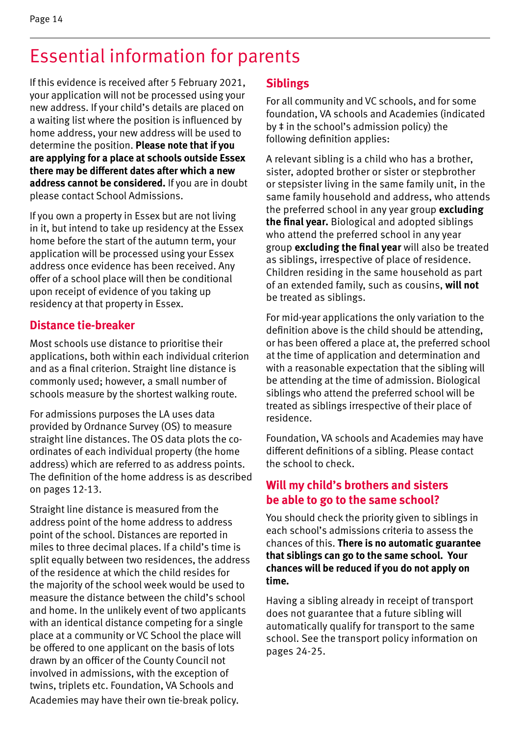# Essential information for parents

If this evidence is received after 5 February 2021, your application will not be processed using your new address. If your child's details are placed on a waiting list where the position is influenced by home address, your new address will be used to determine the position. **Please note that if you are applying for a place at schools outside Essex there may be different dates after which a new address cannot be considered.** If you are in doubt please contact School Admissions.

If you own a property in Essex but are not living in it, but intend to take up residency at the Essex home before the start of the autumn term, your application will be processed using your Essex address once evidence has been received. Any offer of a school place will then be conditional upon receipt of evidence of you taking up residency at that property in Essex.

## Distance tie-breaker

Most schools use distance to prioritise their applications, both within each individual criterion and as a final criterion. Straight line distance is commonly used; however, a small number of schools measure by the shortest walking route.

For admissions purposes the LA uses data provided by Ordnance Survey (OS) to measure straight line distances. The OS data plots the co-ordinates of each individual property (the home address) which are referred to as address points. The definition of the home address is as described on pages 12-13.

Straight line distance is measured from the address point of the home address to address point of the school. Distances are reported in miles to three decimal places. If a child's time is split equally between two residences, the address of the residence at which the child resides for the majority of the school week would be used to measure the distance between the child's school and home. In the unlikely event of two applicants with an identical distance competing for a single place at a community or VC School the place will be offered to one applicant on the basis of lots drawn by an officer of the County Council not involved in admissions, with the exception of twins, triplets etc. Foundation, VA Schools and Academies may have their own tie-break policy.

## Siblings

For all community and VC schools, and for some foundation, VA schools and Academies (indicated by ‡ in the school's admission policy) the following definition applies:

A relevant sibling is a child who has a brother, sister, adopted brother or sister or stepbrother or stepsister living in the same family unit, in the same family household and address, who attends the preferred school in any year group **excluding the final year.** Biological and adopted siblings who attend the preferred school in any year group **excluding the final year** will also be treated as siblings, irrespective of place of residence. Children residing in the same household as part of an extended family, such as cousins, **will not** be treated as siblings.

For mid-year applications the only variation to the definition above is the child should be attending, or has been offered a place at, the preferred school at the time of application and determination and with a reasonable expectation that the sibling will be attending at the time of admission. Biological siblings who attend the preferred school will be treated as siblings irrespective of their place of residence.

Foundation, VA schools and Academies may have different definitions of a sibling. Please contact the school to check.

## Will my child's brothers and sisters be able to go to the same school?

You should check the priority given to siblings in each school's admissions criteria to assess the chances of this. **There is no automatic guarantee that siblings can go to the same school. Your chances will be reduced if you do not apply on time.**

Having a sibling already in receipt of transport does not guarantee that a future sibling will automatically qualify for transport to the same school. See the transport policy information on pages 24-25.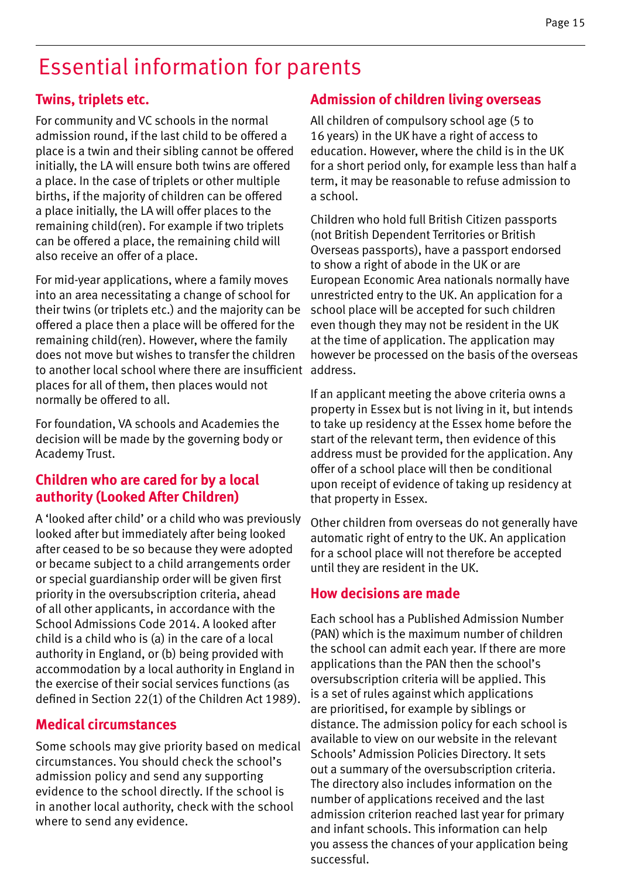# Essential information for parents

## Twins, triplets etc.

For community and VC schools in the normal admission round, if the last child to be offered a place is a twin and their sibling cannot be offered initially, the LA will ensure both twins are offered a place. In the case of triplets or other multiple births, if the majority of children can be offered a place initially, the LA will offer places to the remaining child(ren). For example if two triplets can be offered a place, the remaining child will also receive an offer of a place.

For mid-year applications, where a family moves into an area necessitating a change of school for their twins (or triplets etc.) and the majority can be offered a place then a place will be offered for the remaining child(ren). However, where the family does not move but wishes to transfer the children to another local school where there are insufficient places for all of them, then places would not normally be offered to all.

For foundation, VA schools and Academies the decision will be made by the governing body or Academy Trust.

## Children who are cared for by a local authority (Looked After Children)

A 'looked after child' or a child who was previously looked after but immediately after being looked after ceased to be so because they were adopted or became subject to a child arrangements order or special guardianship order will be given first priority in the oversubscription criteria, ahead of all other applicants, in accordance with the School Admissions Code 2014. A looked after child is a child who is (a) in the care of a local authority in England, or (b) being provided with accommodation by a local authority in England in the exercise of their social services functions (as defined in Section 22(1) of the Children Act 1989).

## Medical circumstances

Some schools may give priority based on medical circumstances. You should check the school's admission policy and send any supporting evidence to the school directly. If the school is in another local authority, check with the school where to send any evidence.

## Admission of children living overseas

All children of compulsory school age (5 to 16 years) in the UK have a right of access to education. However, where the child is in the UK for a short period only, for example less than half a term, it may be reasonable to refuse admission to a school.

Children who hold full British Citizen passports (not British Dependent Territories or British Overseas passports), have a passport endorsed to show a right of abode in the UK or are European Economic Area nationals normally have unrestricted entry to the UK. An application for a school place will be accepted for such children even though they may not be resident in the UK at the time of application. The application may however be processed on the basis of the overseas address.

If an applicant meeting the above criteria owns a property in Essex but is not living in it, but intends to take up residency at the Essex home before the start of the relevant term, then evidence of this address must be provided for the application. Any offer of a school place will then be conditional upon receipt of evidence of taking up residency at that property in Essex.

Other children from overseas do not generally have automatic right of entry to the UK. An application for a school place will not therefore be accepted until they are resident in the UK.

## How decisions are made

Each school has a Published Admission Number (PAN) which is the maximum number of children the school can admit each year. If there are more applications than the PAN then the school's oversubscription criteria will be applied. This is a set of rules against which applications are prioritised, for example by siblings or distance. The admission policy for each school is available to view on our website in the relevant Schools' Admission Policies Directory. It sets out a summary of the oversubscription criteria. The directory also includes information on the number of applications received and the last admission criterion reached last year for primary and infant schools. This information can help you assess the chances of your application being successful.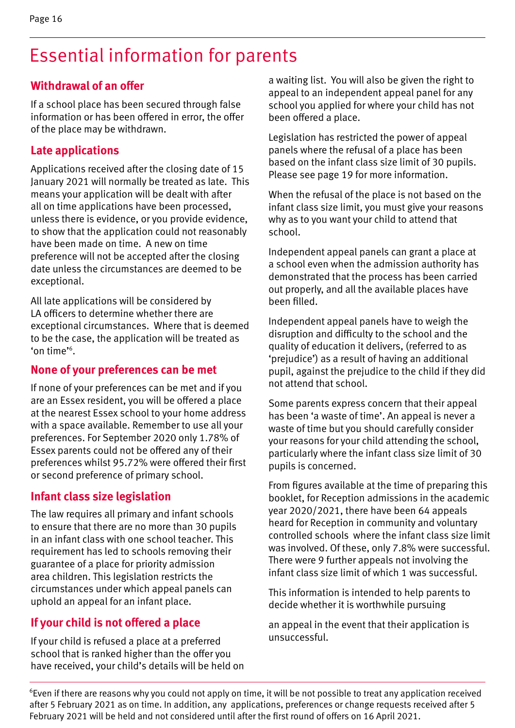# Essential information for parents

## Withdrawal of an offer

If a school place has been secured through false information or has been offered in error, the offer of the place may be withdrawn.

## Late applications

Applications received after the closing date of 15 January 2021 will normally be treated as late. This means your application will be dealt with after all on time applications have been processed, unless there is evidence, or you provide evidence, to show that the application could not reasonably have been made on time. A new on time preference will not be accepted after the closing date unless the circumstances are deemed to be exceptional.

All late applications will be considered by LA officers to determine whether there are exceptional circumstances. Where that is deemed to be the case, the application will be treated as 'on time'[6].

## None of your preferences can be met

If none of your preferences can be met and if you are an Essex resident, you will be offered a place at the nearest Essex school to your home address with a space available. Remember to use all your preferences. For September 2020 only 1.78% of Essex parents could not be offered any of their preferences whilst 95.72% were offered their first or second preference of primary school.

## Infant class size legislation

The law requires all primary and infant schools to ensure that there are no more than 30 pupils in an infant class with one school teacher. This requirement has led to schools removing their guarantee of a place for priority admission area children. This legislation restricts the circumstances under which appeal panels can uphold an appeal for an infant place.

## If your child is not offered a place

If your child is refused a place at a preferred school that is ranked higher than the offer you have received, your child's details will be held on a waiting list. You will also be given the right to appeal to an independent appeal panel for any school you applied for where your child has not been offered a place.

Legislation has restricted the power of appeal panels where the refusal of a place has been based on the infant class size limit of 30 pupils. Please see page 19 for more information.

When the refusal of the place is not based on the infant class size limit, you must give your reasons why as to you want your child to attend that school.

Independent appeal panels can grant a place at a school even when the admission authority has demonstrated that the process has been carried out properly, and all the available places have been filled.

Independent appeal panels have to weigh the disruption and difficulty to the school and the quality of education it delivers, (referred to as 'prejudice') as a result of having an additional pupil, against the prejudice to the child if they did not attend that school.

Some parents express concern that their appeal has been 'a waste of time'. An appeal is never a waste of time but you should carefully consider your reasons for your child attending the school, particularly where the infant class size limit of 30 pupils is concerned.

From figures available at the time of preparing this booklet, for Reception admissions in the academic year 2020/2021, there have been 64 appeals heard for Reception in community and voluntary controlled schools where the infant class size limit was involved. Of these, only 7.8% were successful. There were 9 further appeals not involving the infant class size limit of which 1 was successful.

This information is intended to help parents to decide whether it is worthwhile pursuing an appeal in the event that their application is unsuccessful.

---

[6] Even if there are reasons why you could not apply on time, it will be not possible to treat any application received after 5 February 2021 as on time. In addition, any applications, preferences or change requests received after 5 February 2021 will be held and not considered until after the first round of offers on 16 April 2021.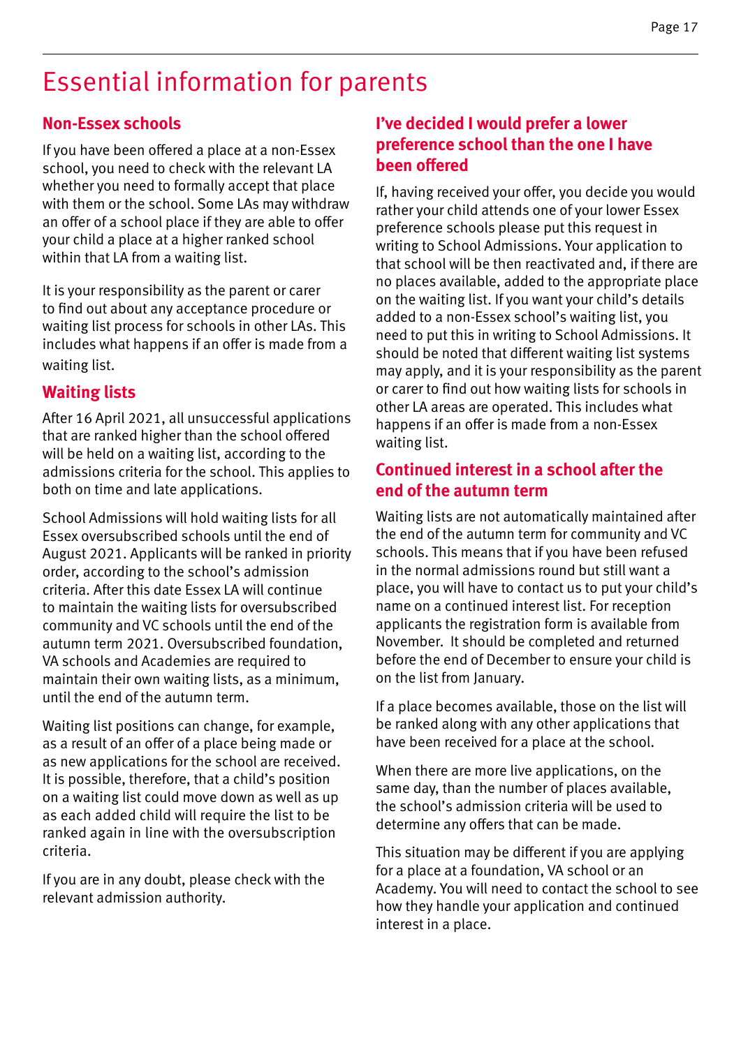# Essential information for parents

## Non-Essex schools

If you have been offered a place at a non-Essex school, you need to check with the relevant LA whether you need to formally accept that place with them or the school. Some LAs may withdraw an offer of a school place if they are able to offer your child a place at a higher ranked school within that LA from a waiting list.

It is your responsibility as the parent or carer to find out about any acceptance procedure or waiting list process for schools in other LAs. This includes what happens if an offer is made from a waiting list.

## Waiting lists

After 16 April 2021, all unsuccessful applications that are ranked higher than the school offered will be held on a waiting list, according to the admissions criteria for the school. This applies to both on time and late applications.

School Admissions will hold waiting lists for all Essex oversubscribed schools until the end of August 2021. Applicants will be ranked in priority order, according to the school's admission criteria. After this date Essex LA will continue to maintain the waiting lists for oversubscribed community and VC schools until the end of the autumn term 2021. Oversubscribed foundation, VA schools and Academies are required to maintain their own waiting lists, as a minimum, until the end of the autumn term.

Waiting list positions can change, for example, as a result of an offer of a place being made or as new applications for the school are received. It is possible, therefore, that a child's position on a waiting list could move down as well as up as each added child will require the list to be ranked again in line with the oversubscription criteria.

If you are in any doubt, please check with the relevant admission authority.

## I've decided I would prefer a lower preference school than the one I have been offered

If, having received your offer, you decide you would rather your child attends one of your lower Essex preference schools please put this request in writing to School Admissions. Your application to that school will be then reactivated and, if there are no places available, added to the appropriate place on the waiting list. If you want your child's details added to a non-Essex school's waiting list, you need to put this in writing to School Admissions. It should be noted that different waiting list systems may apply, and it is your responsibility as the parent or carer to find out how waiting lists for schools in other LA areas are operated. This includes what happens if an offer is made from a non-Essex waiting list.

## Continued interest in a school after the end of the autumn term

Waiting lists are not automatically maintained after the end of the autumn term for community and VC schools. This means that if you have been refused in the normal admissions round but still want a place, you will have to contact us to put your child's name on a continued interest list. For reception applicants the registration form is available from November. It should be completed and returned before the end of December to ensure your child is on the list from January.

If a place becomes available, those on the list will be ranked along with any other applications that have been received for a place at the school.

When there are more live applications, on the same day, than the number of places available, the school's admission criteria will be used to determine any offers that can be made.

This situation may be different if you are applying for a place at a foundation, VA school or an Academy. You will need to contact the school to see how they handle your application and continued interest in a place.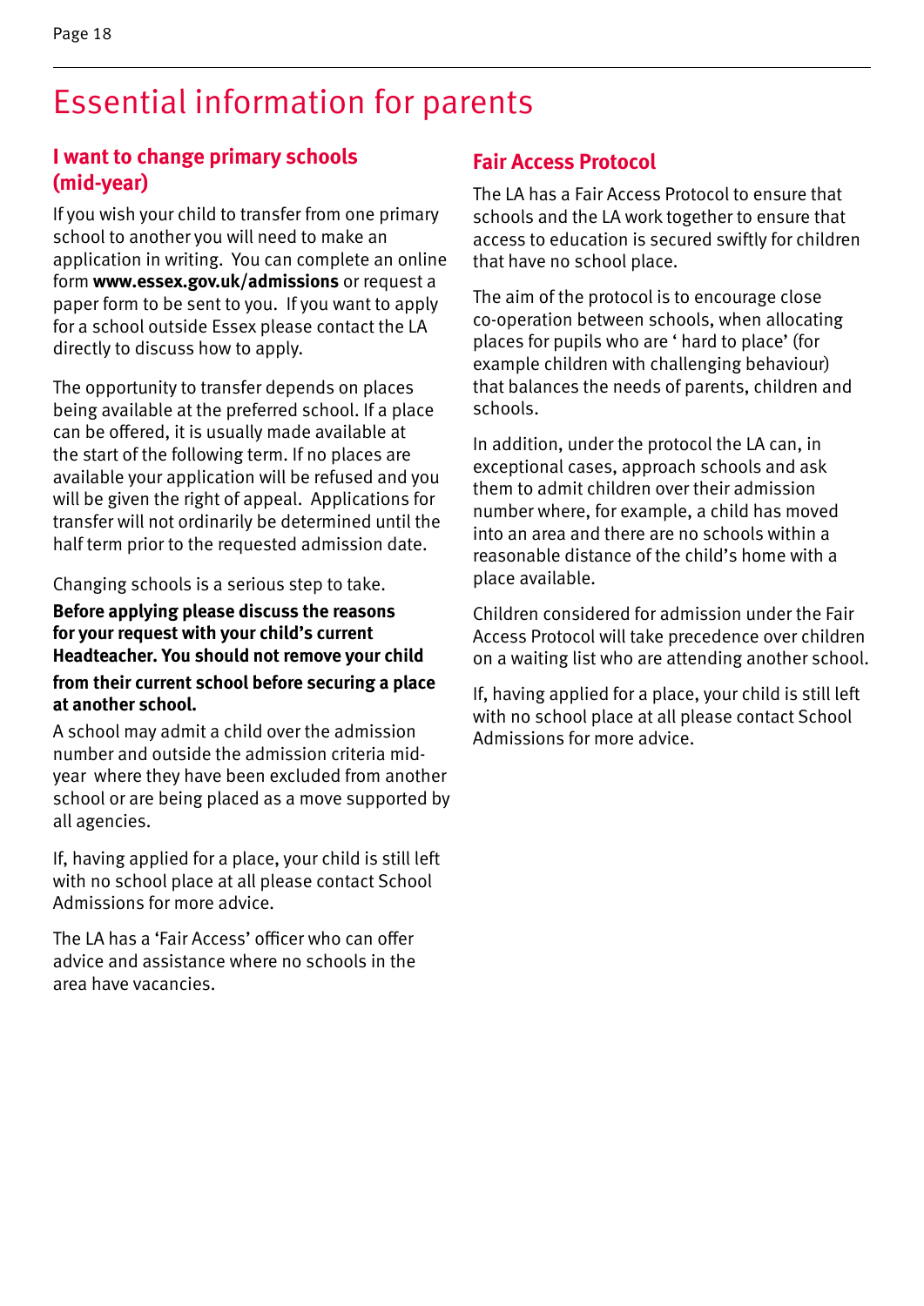# Essential information for parents

## I want to change primary schools (mid-year)

If you wish your child to transfer from one primary school to another you will need to make an application in writing. You can complete an online form **www.essex.gov.uk/admissions** or request a paper form to be sent to you. If you want to apply for a school outside Essex please contact the LA directly to discuss how to apply.

The opportunity to transfer depends on places being available at the preferred school. If a place can be offered, it is usually made available at the start of the following term. If no places are available your application will be refused and you will be given the right of appeal. Applications for transfer will not ordinarily be determined until the half term prior to the requested admission date.

Changing schools is a serious step to take.

**Before applying please discuss the reasons for your request with your child's current Headteacher. You should not remove your child from their current school before securing a place at another school.**

A school may admit a child over the admission number and outside the admission criteria mid-year where they have been excluded from another school or are being placed as a move supported by all agencies.

If, having applied for a place, your child is still left with no school place at all please contact School Admissions for more advice.

The LA has a 'Fair Access' officer who can offer advice and assistance where no schools in the area have vacancies.

## Fair Access Protocol

The LA has a Fair Access Protocol to ensure that schools and the LA work together to ensure that access to education is secured swiftly for children that have no school place.

The aim of the protocol is to encourage close co-operation between schools, when allocating places for pupils who are ' hard to place' (for example children with challenging behaviour) that balances the needs of parents, children and schools.

In addition, under the protocol the LA can, in exceptional cases, approach schools and ask them to admit children over their admission number where, for example, a child has moved into an area and there are no schools within a reasonable distance of the child's home with a place available.

Children considered for admission under the Fair Access Protocol will take precedence over children on a waiting list who are attending another school.

If, having applied for a place, your child is still left with no school place at all please contact School Admissions for more advice.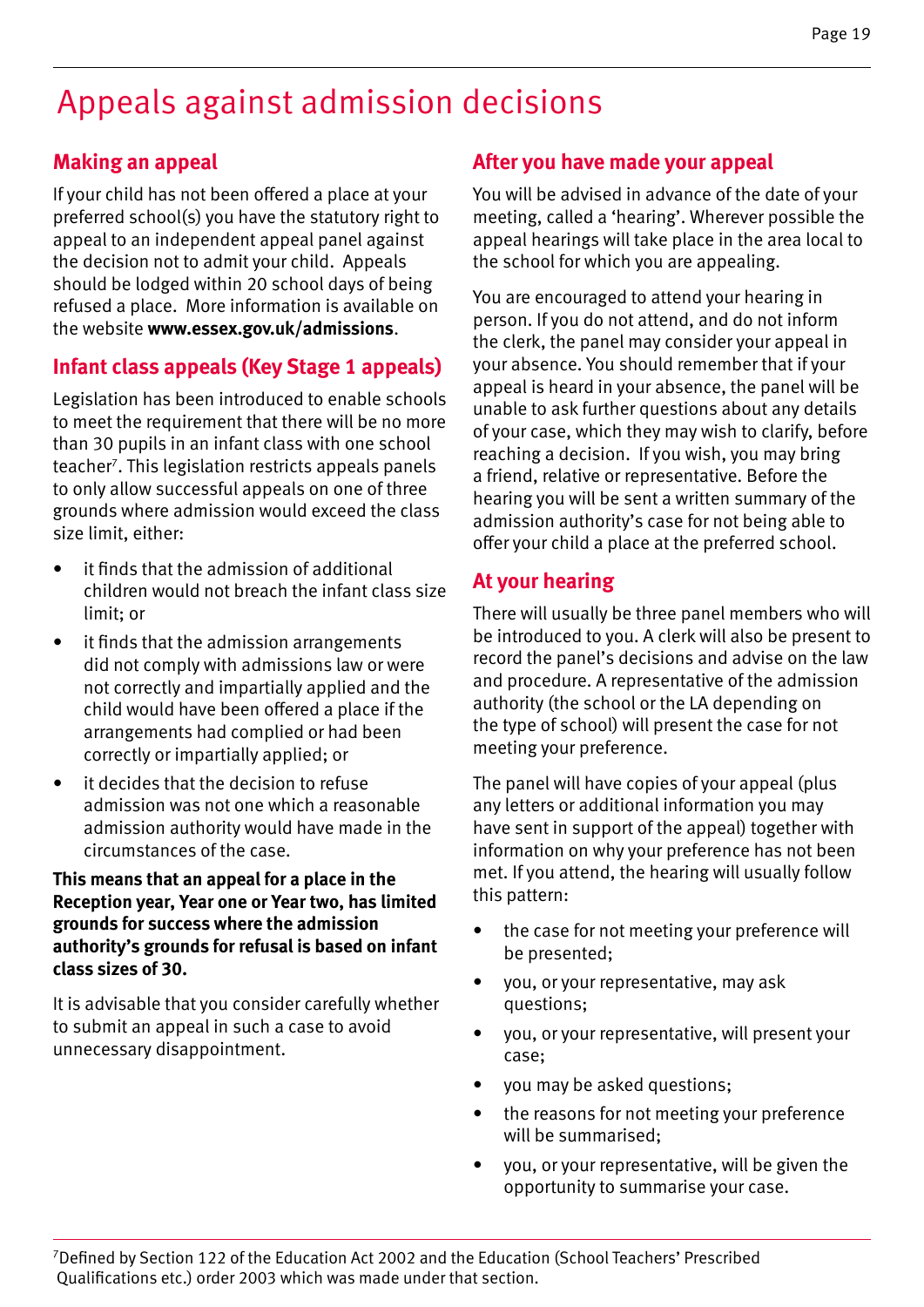# Appeals against admission decisions

## Making an appeal

If your child has not been offered a place at your preferred school(s) you have the statutory right to appeal to an independent appeal panel against the decision not to admit your child. Appeals should be lodged within 20 school days of being refused a place. More information is available on the website **www.essex.gov.uk/admissions**.

## Infant class appeals (Key Stage 1 appeals)

Legislation has been introduced to enable schools to meet the requirement that there will be no more than 30 pupils in an infant class with one school teacher[7]. This legislation restricts appeals panels to only allow successful appeals on one of three grounds where admission would exceed the class size limit, either:

- it finds that the admission of additional children would not breach the infant class size limit; or
- it finds that the admission arrangements did not comply with admissions law or were not correctly and impartially applied and the child would have been offered a place if the arrangements had complied or had been correctly or impartially applied; or
- it decides that the decision to refuse admission was not one which a reasonable admission authority would have made in the circumstances of the case.

**This means that an appeal for a place in the Reception year, Year one or Year two, has limited grounds for success where the admission authority's grounds for refusal is based on infant class sizes of 30.**

It is advisable that you consider carefully whether to submit an appeal in such a case to avoid unnecessary disappointment.

## After you have made your appeal

You will be advised in advance of the date of your meeting, called a 'hearing'. Wherever possible the appeal hearings will take place in the area local to the school for which you are appealing.

You are encouraged to attend your hearing in person. If you do not attend, and do not inform the clerk, the panel may consider your appeal in your absence. You should remember that if your appeal is heard in your absence, the panel will be unable to ask further questions about any details of your case, which they may wish to clarify, before reaching a decision. If you wish, you may bring a friend, relative or representative. Before the hearing you will be sent a written summary of the admission authority's case for not being able to offer your child a place at the preferred school.

## At your hearing

There will usually be three panel members who will be introduced to you. A clerk will also be present to record the panel's decisions and advise on the law and procedure. A representative of the admission authority (the school or the LA depending on the type of school) will present the case for not meeting your preference.

The panel will have copies of your appeal (plus any letters or additional information you may have sent in support of the appeal) together with information on why your preference has not been met. If you attend, the hearing will usually follow this pattern:

- the case for not meeting your preference will be presented;
- you, or your representative, may ask questions;
- you, or your representative, will present your case;
- you may be asked questions;
- the reasons for not meeting your preference will be summarised;
- you, or your representative, will be given the opportunity to summarise your case.

---

[7] Defined by Section 122 of the Education Act 2002 and the Education (School Teachers' Prescribed Qualifications etc.) order 2003 which was made under that section.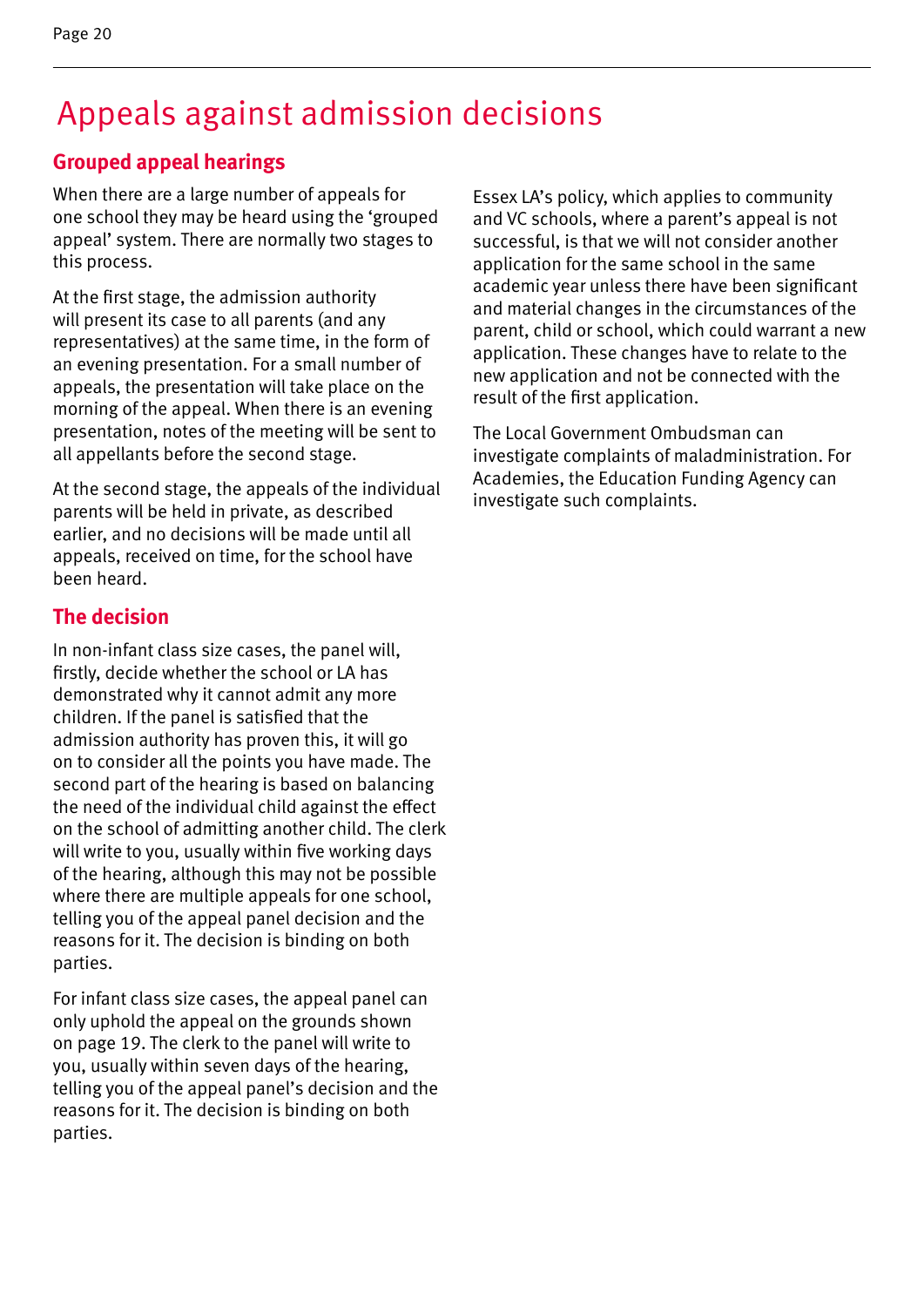# Appeals against admission decisions

## Grouped appeal hearings

When there are a large number of appeals for one school they may be heard using the 'grouped appeal' system. There are normally two stages to this process.

At the first stage, the admission authority will present its case to all parents (and any representatives) at the same time, in the form of an evening presentation. For a small number of appeals, the presentation will take place on the morning of the appeal. When there is an evening presentation, notes of the meeting will be sent to all appellants before the second stage.

At the second stage, the appeals of the individual parents will be held in private, as described earlier, and no decisions will be made until all appeals, received on time, for the school have been heard.

## The decision

In non-infant class size cases, the panel will, firstly, decide whether the school or LA has demonstrated why it cannot admit any more children. If the panel is satisfied that the admission authority has proven this, it will go on to consider all the points you have made. The second part of the hearing is based on balancing the need of the individual child against the effect on the school of admitting another child. The clerk will write to you, usually within five working days of the hearing, although this may not be possible where there are multiple appeals for one school, telling you of the appeal panel decision and the reasons for it. The decision is binding on both parties.

For infant class size cases, the appeal panel can only uphold the appeal on the grounds shown on page 19. The clerk to the panel will write to you, usually within seven days of the hearing, telling you of the appeal panel's decision and the reasons for it. The decision is binding on both parties.

Essex LA's policy, which applies to community and VC schools, where a parent's appeal is not successful, is that we will not consider another application for the same school in the same academic year unless there have been significant and material changes in the circumstances of the parent, child or school, which could warrant a new application. These changes have to relate to the new application and not be connected with the result of the first application.

The Local Government Ombudsman can investigate complaints of maladministration. For Academies, the Education Funding Agency can investigate such complaints.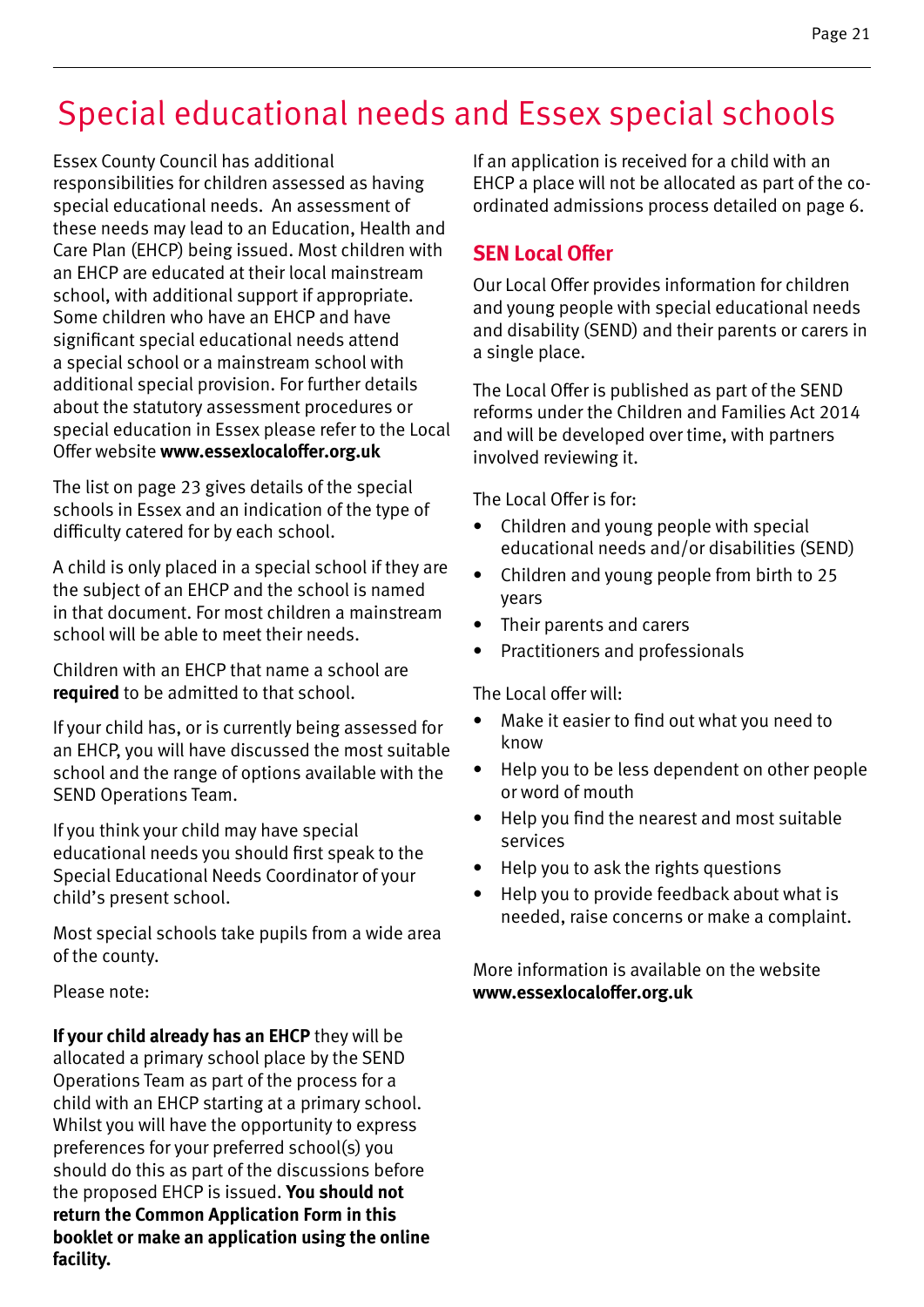# Special educational needs and Essex special schools

Essex County Council has additional responsibilities for children assessed as having special educational needs. An assessment of these needs may lead to an Education, Health and Care Plan (EHCP) being issued. Most children with an EHCP are educated at their local mainstream school, with additional support if appropriate. Some children who have an EHCP and have significant special educational needs attend a special school or a mainstream school with additional special provision. For further details about the statutory assessment procedures or special education in Essex please refer to the Local Offer website **www.essexlocaloffer.org.uk**

The list on page 23 gives details of the special schools in Essex and an indication of the type of difficulty catered for by each school.

A child is only placed in a special school if they are the subject of an EHCP and the school is named in that document. For most children a mainstream school will be able to meet their needs.

Children with an EHCP that name a school are **required** to be admitted to that school.

If your child has, or is currently being assessed for an EHCP, you will have discussed the most suitable school and the range of options available with the SEND Operations Team.

If you think your child may have special educational needs you should first speak to the Special Educational Needs Coordinator of your child's present school.

Most special schools take pupils from a wide area of the county.

Please note:

**If your child already has an EHCP** they will be allocated a primary school place by the SEND Operations Team as part of the process for a child with an EHCP starting at a primary school. Whilst you will have the opportunity to express preferences for your preferred school(s) you should do this as part of the discussions before the proposed EHCP is issued. **You should not return the Common Application Form in this booklet or make an application using the online facility.**

If an application is received for a child with an EHCP a place will not be allocated as part of the co-ordinated admissions process detailed on page 6.

## SEN Local Offer

Our Local Offer provides information for children and young people with special educational needs and disability (SEND) and their parents or carers in a single place.

The Local Offer is published as part of the SEND reforms under the Children and Families Act 2014 and will be developed over time, with partners involved reviewing it.

The Local Offer is for:

- Children and young people with special educational needs and/or disabilities (SEND)
- Children and young people from birth to 25 years
- Their parents and carers
- Practitioners and professionals

The Local offer will:

- Make it easier to find out what you need to know
- Help you to be less dependent on other people or word of mouth
- Help you find the nearest and most suitable services
- Help you to ask the rights questions
- Help you to provide feedback about what is needed, raise concerns or make a complaint.

More information is available on the website **www.essexlocaloffer.org.uk**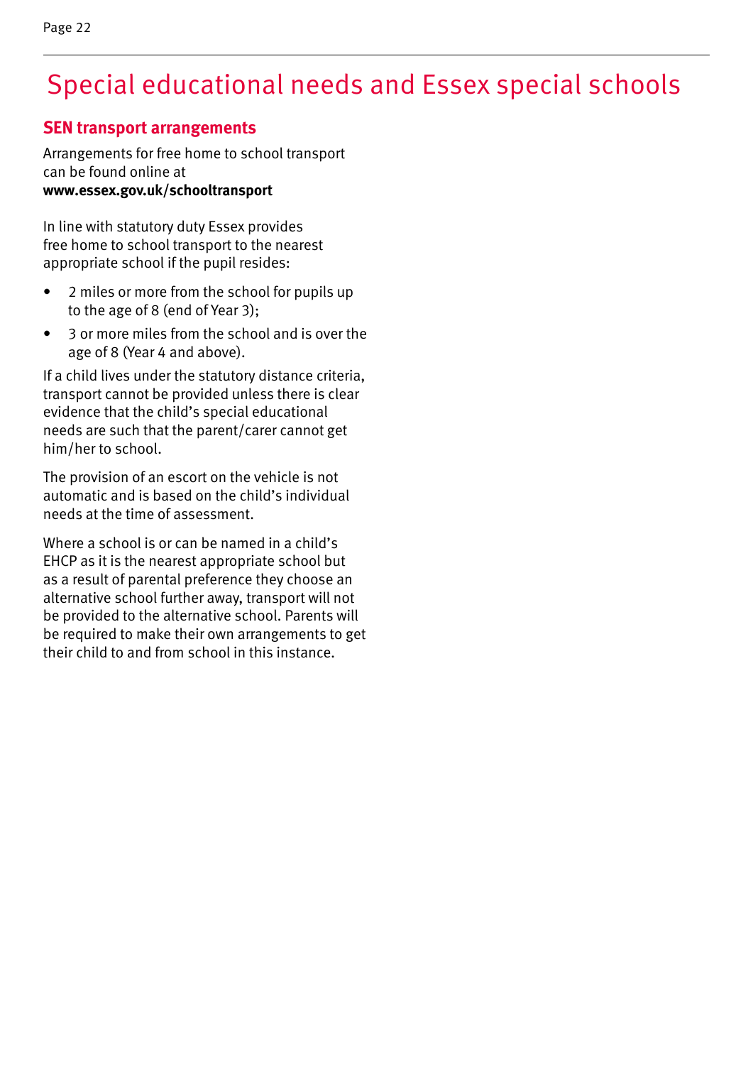# Special educational needs and Essex special schools

## SEN transport arrangements

Arrangements for free home to school transport can be found online at **www.essex.gov.uk/schooltransport**

In line with statutory duty Essex provides free home to school transport to the nearest appropriate school if the pupil resides:

- 2 miles or more from the school for pupils up to the age of 8 (end of Year 3);
- 3 or more miles from the school and is over the age of 8 (Year 4 and above).

If a child lives under the statutory distance criteria, transport cannot be provided unless there is clear evidence that the child's special educational needs are such that the parent/carer cannot get him/her to school.

The provision of an escort on the vehicle is not automatic and is based on the child's individual needs at the time of assessment.

Where a school is or can be named in a child's EHCP as it is the nearest appropriate school but as a result of parental preference they choose an alternative school further away, transport will not be provided to the alternative school. Parents will be required to make their own arrangements to get their child to and from school in this instance.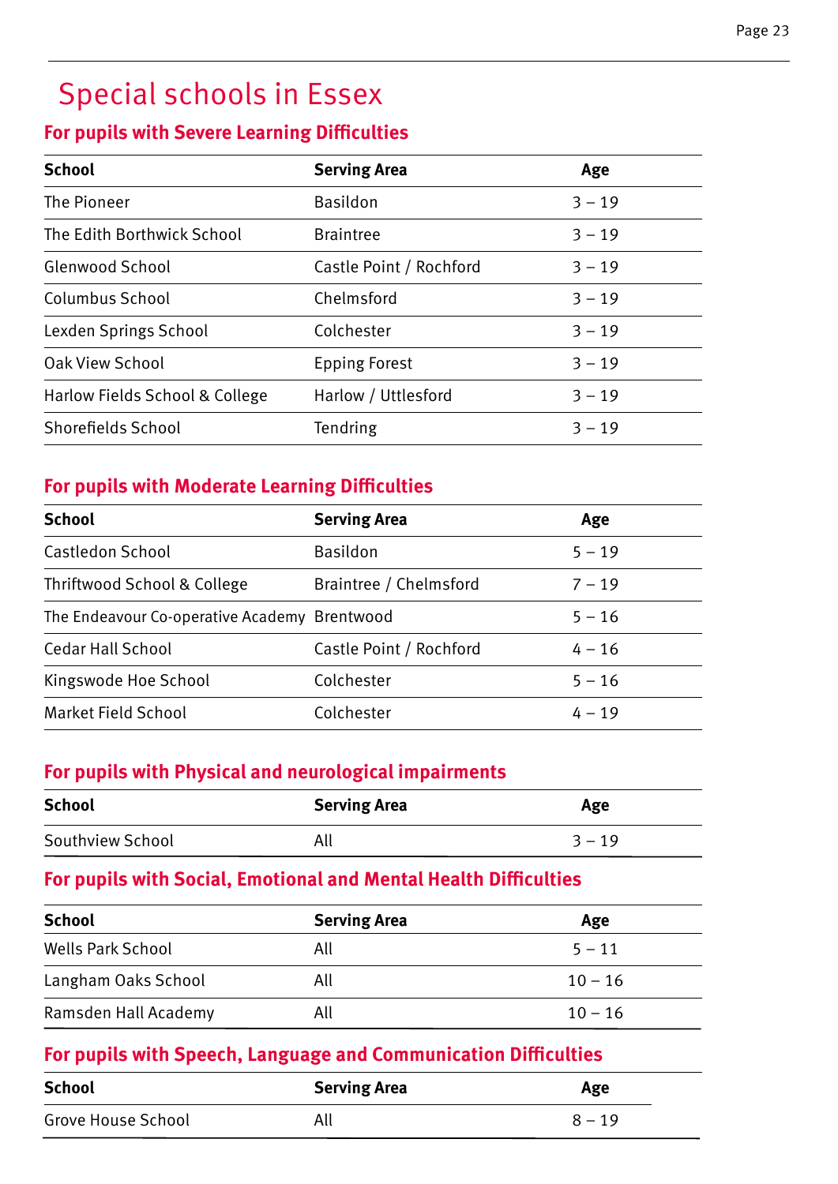# Special schools in Essex

## For pupils with Severe Learning Difficulties

| School | Serving Area | Age |
|---|---|---|
| The Pioneer | Basildon | 3 – 19 |
| The Edith Borthwick School | Braintree | 3 – 19 |
| Glenwood School | Castle Point / Rochford | 3 – 19 |
| Columbus School | Chelmsford | 3 – 19 |
| Lexden Springs School | Colchester | 3 – 19 |
| Oak View School | Epping Forest | 3 – 19 |
| Harlow Fields School & College | Harlow / Uttlesford | 3 – 19 |
| Shorefields School | Tendring | 3 – 19 |

## For pupils with Moderate Learning Difficulties

| School | Serving Area | Age |
|---|---|---|
| Castledon School | Basildon | 5 – 19 |
| Thriftwood School & College | Braintree / Chelmsford | 7 – 19 |
| The Endeavour Co-operative Academy | Brentwood | 5 – 16 |
| Cedar Hall School | Castle Point / Rochford | 4 – 16 |
| Kingswode Hoe School | Colchester | 5 – 16 |
| Market Field School | Colchester | 4 – 19 |

## For pupils with Physical and neurological impairments

| School | Serving Area | Age |
|---|---|---|
| Southview School | All | 3 – 19 |

## For pupils with Social, Emotional and Mental Health Difficulties

| School | Serving Area | Age |
|---|---|---|
| Wells Park School | All | 5 – 11 |
| Langham Oaks School | All | 10 – 16 |
| Ramsden Hall Academy | All | 10 – 16 |

## For pupils with Speech, Language and Communication Difficulties

| School | Serving Area | Age |
|---|---|---|
| Grove House School | All | 8 – 19 |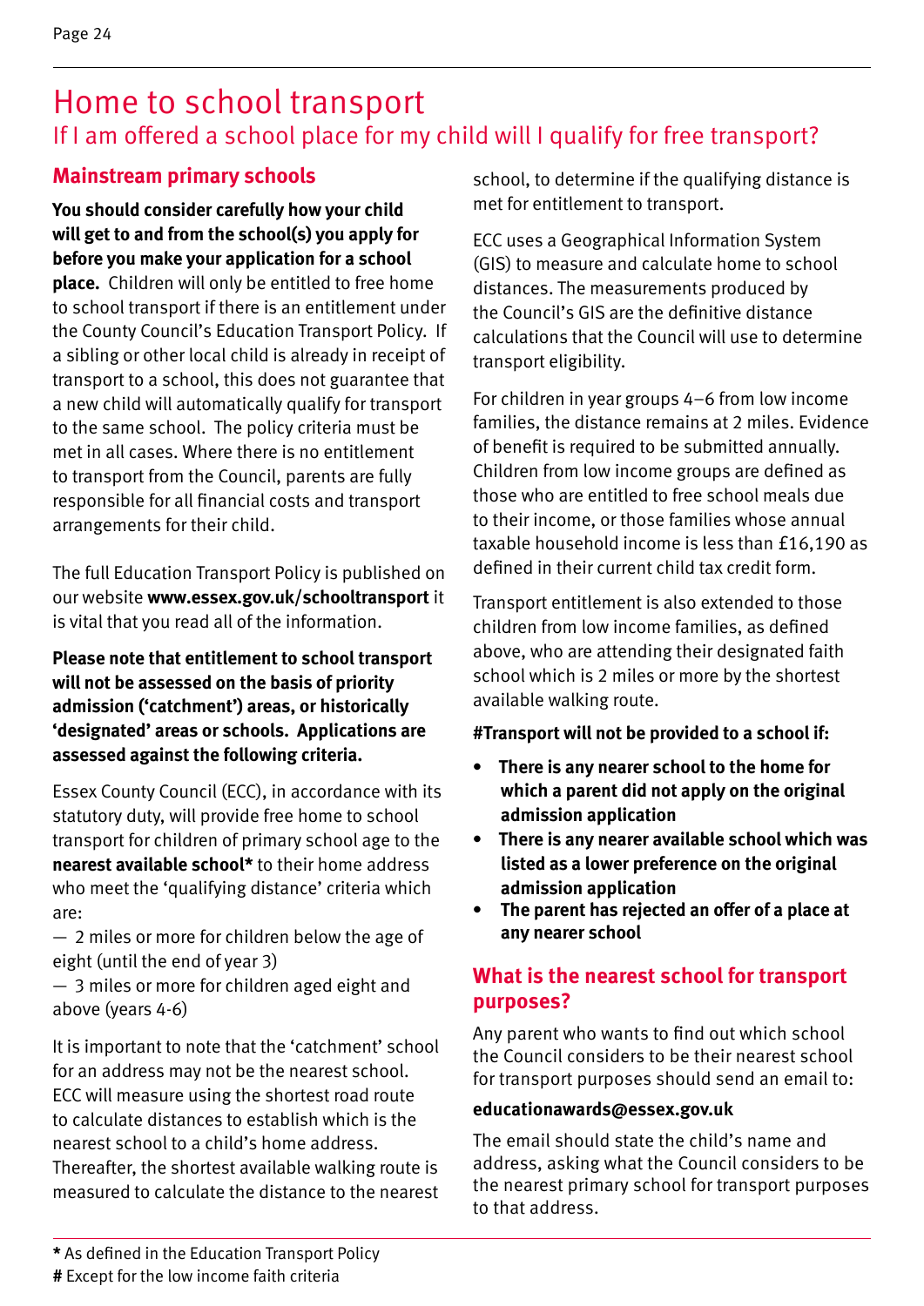# Home to school transport

## If I am offered a school place for my child will I qualify for free transport?

### Mainstream primary schools

**You should consider carefully how your child will get to and from the school(s) you apply for before you make your application for a school place.** Children will only be entitled to free home to school transport if there is an entitlement under the County Council's Education Transport Policy. If a sibling or other local child is already in receipt of transport to a school, this does not guarantee that a new child will automatically qualify for transport to the same school. The policy criteria must be met in all cases. Where there is no entitlement to transport from the Council, parents are fully responsible for all financial costs and transport arrangements for their child.

The full Education Transport Policy is published on our website **www.essex.gov.uk/schooltransport** it is vital that you read all of the information.

**Please note that entitlement to school transport will not be assessed on the basis of priority admission ('catchment') areas, or historically 'designated' areas or schools. Applications are assessed against the following criteria.**

Essex County Council (ECC), in accordance with its statutory duty, will provide free home to school transport for children of primary school age to the **nearest available school*** to their home address who meet the 'qualifying distance' criteria which are:

— 2 miles or more for children below the age of eight (until the end of year 3)

— 3 miles or more for children aged eight and above (years 4-6)

It is important to note that the 'catchment' school for an address may not be the nearest school. ECC will measure using the shortest road route to calculate distances to establish which is the nearest school to a child's home address. Thereafter, the shortest available walking route is measured to calculate the distance to the nearest school, to determine if the qualifying distance is met for entitlement to transport.

ECC uses a Geographical Information System (GIS) to measure and calculate home to school distances. The measurements produced by the Council's GIS are the definitive distance calculations that the Council will use to determine transport eligibility.

For children in year groups 4–6 from low income families, the distance remains at 2 miles. Evidence of benefit is required to be submitted annually. Children from low income groups are defined as those who are entitled to free school meals due to their income, or those families whose annual taxable household income is less than £16,190 as defined in their current child tax credit form.

Transport entitlement is also extended to those children from low income families, as defined above, who are attending their designated faith school which is 2 miles or more by the shortest available walking route.

**#Transport will not be provided to a school if:**

- **There is any nearer school to the home for which a parent did not apply on the original admission application**
- **There is any nearer available school which was listed as a lower preference on the original admission application**
- **The parent has rejected an offer of a place at any nearer school**

### What is the nearest school for transport purposes?

Any parent who wants to find out which school the Council considers to be their nearest school for transport purposes should send an email to:

**educationawards@essex.gov.uk**

The email should state the child's name and address, asking what the Council considers to be the nearest primary school for transport purposes to that address.

---

**\*** As defined in the Education Transport Policy

**#** Except for the low income faith criteria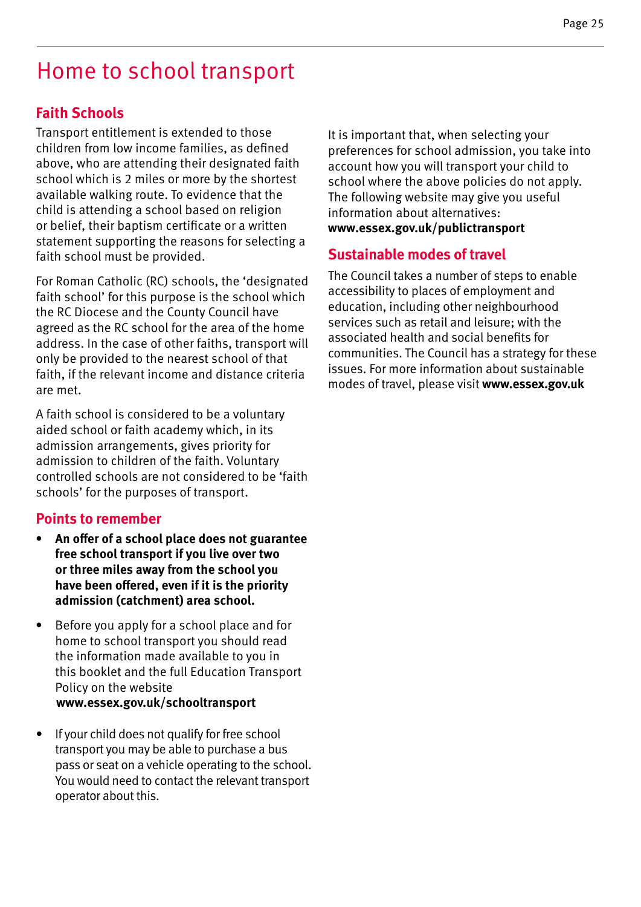# Home to school transport

## Faith Schools

Transport entitlement is extended to those children from low income families, as defined above, who are attending their designated faith school which is 2 miles or more by the shortest available walking route. To evidence that the child is attending a school based on religion or belief, their baptism certificate or a written statement supporting the reasons for selecting a faith school must be provided.

For Roman Catholic (RC) schools, the 'designated faith school' for this purpose is the school which the RC Diocese and the County Council have agreed as the RC school for the area of the home address. In the case of other faiths, transport will only be provided to the nearest school of that faith, if the relevant income and distance criteria are met.

A faith school is considered to be a voluntary aided school or faith academy which, in its admission arrangements, gives priority for admission to children of the faith. Voluntary controlled schools are not considered to be 'faith schools' for the purposes of transport.

## Points to remember

- **An offer of a school place does not guarantee free school transport if you live over two or three miles away from the school you have been offered, even if it is the priority admission (catchment) area school.**
- Before you apply for a school place and for home to school transport you should read the information made available to you in this booklet and the full Education Transport Policy on the website **www.essex.gov.uk/schooltransport**
- If your child does not qualify for free school transport you may be able to purchase a bus pass or seat on a vehicle operating to the school. You would need to contact the relevant transport operator about this.

It is important that, when selecting your preferences for school admission, you take into account how you will transport your child to school where the above policies do not apply. The following website may give you useful information about alternatives: **www.essex.gov.uk/publictransport**

## Sustainable modes of travel

The Council takes a number of steps to enable accessibility to places of employment and education, including other neighbourhood services such as retail and leisure; with the associated health and social benefits for communities. The Council has a strategy for these issues. For more information about sustainable modes of travel, please visit **www.essex.gov.uk**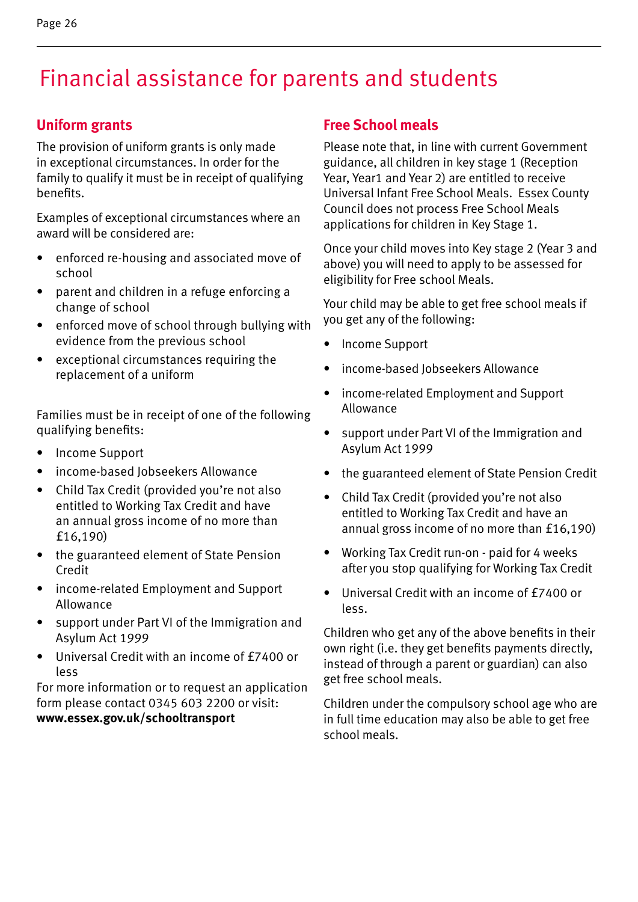# Financial assistance for parents and students

## Uniform grants

The provision of uniform grants is only made in exceptional circumstances. In order for the family to qualify it must be in receipt of qualifying benefits.

Examples of exceptional circumstances where an award will be considered are:

- enforced re-housing and associated move of school
- parent and children in a refuge enforcing a change of school
- enforced move of school through bullying with evidence from the previous school
- exceptional circumstances requiring the replacement of a uniform

Families must be in receipt of one of the following qualifying benefits:

- Income Support
- income-based Jobseekers Allowance
- Child Tax Credit (provided you're not also entitled to Working Tax Credit and have an annual gross income of no more than £16,190)
- the guaranteed element of State Pension Credit
- income-related Employment and Support Allowance
- support under Part VI of the Immigration and Asylum Act 1999
- Universal Credit with an income of £7400 or less

For more information or to request an application form please contact 0345 603 2200 or visit: **www.essex.gov.uk/schooltransport**

## Free School meals

Please note that, in line with current Government guidance, all children in key stage 1 (Reception Year, Year1 and Year 2) are entitled to receive Universal Infant Free School Meals. Essex County Council does not process Free School Meals applications for children in Key Stage 1.

Once your child moves into Key stage 2 (Year 3 and above) you will need to apply to be assessed for eligibility for Free school Meals.

Your child may be able to get free school meals if you get any of the following:

- Income Support
- income-based Jobseekers Allowance
- income-related Employment and Support Allowance
- support under Part VI of the Immigration and Asylum Act 1999
- the guaranteed element of State Pension Credit
- Child Tax Credit (provided you're not also entitled to Working Tax Credit and have an annual gross income of no more than £16,190)
- Working Tax Credit run-on - paid for 4 weeks after you stop qualifying for Working Tax Credit
- Universal Credit with an income of £7400 or less.

Children who get any of the above benefits in their own right (i.e. they get benefits payments directly, instead of through a parent or guardian) can also get free school meals.

Children under the compulsory school age who are in full time education may also be able to get free school meals.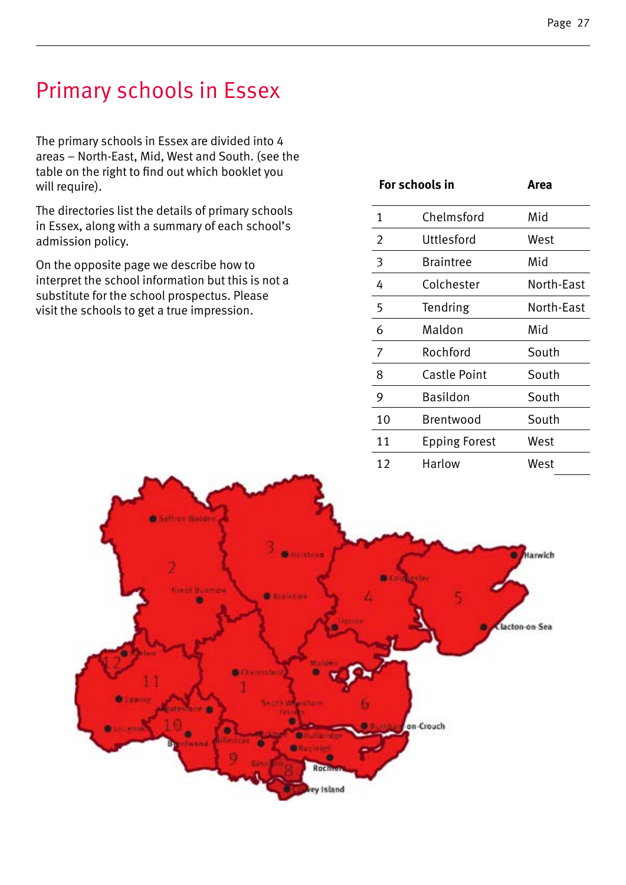# Primary schools in Essex

The primary schools in Essex are divided into 4 areas – North-East, Mid, West and South. (see the table on the right to find out which booklet you will require).

The directories list the details of primary schools in Essex, along with a summary of each school's admission policy.

On the opposite page we describe how to interpret the school information but this is not a substitute for the school prospectus. Please visit the schools to get a true impression.

| For schools in | | Area |
|---|---|---|
| 1 | Chelmsford | Mid |
| 2 | Uttlesford | West |
| 3 | Braintree | Mid |
| 4 | Colchester | North-East |
| 5 | Tendring | North-East |
| 6 | Maldon | Mid |
| 7 | Rochford | South |
| 8 | Castle Point | South |
| 9 | Basildon | South |
| 10 | Brentwood | South |
| 11 | Epping Forest | West |
| 12 | Harlow | West |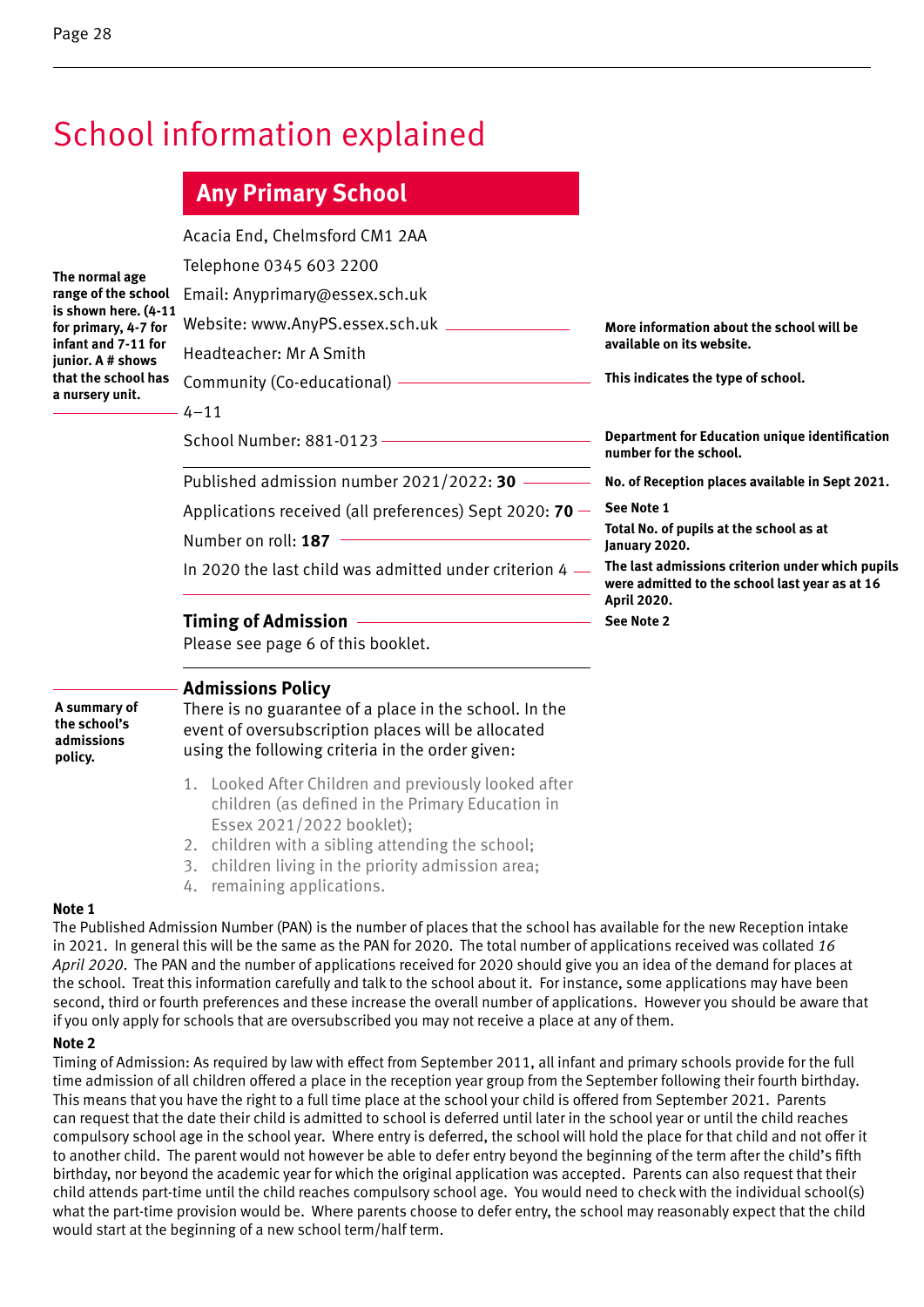# School information explained

## Any Primary School

**The normal age range of the school is shown here. (4-11 for primary, 4-7 for infant and 7-11 for junior. A # shows that the school has a nursery unit.**

Acacia End, Chelmsford CM1 2AA

Telephone 0345 603 2200

Email: Anyprimary@essex.sch.uk

Website: www.AnyPS.essex.sch.uk — **More information about the school will be available on its website.**

Headteacher: Mr A Smith

Community (Co-educational) — **This indicates the type of school.**

4–11

School Number: 881-0123 — **Department for Education unique identification number for the school.**

Published admission number 2021/2022: **30** — **No. of Reception places available in Sept 2021.**

Applications received (all preferences) Sept 2020: **70** — **See Note 1**

Number on roll: **187** — **Total No. of pupils at the school as at January 2020.**

In 2020 the last child was admitted under criterion 4 — **The last admissions criterion under which pupils were admitted to the school last year as at 16 April 2020.**

### Timing of Admission

**See Note 2**

Please see page 6 of this booklet.

### Admissions Policy

**A summary of the school's admissions policy.**

There is no guarantee of a place in the school. In the event of oversubscription places will be allocated using the following criteria in the order given:

1. Looked After Children and previously looked after children (as defined in the Primary Education in Essex 2021/2022 booklet);
2. children with a sibling attending the school;
3. children living in the priority admission area;
4. remaining applications.

**Note 1**

The Published Admission Number (PAN) is the number of places that the school has available for the new Reception intake in 2021. In general this will be the same as the PAN for 2020. The total number of applications received was collated *16 April 2020*. The PAN and the number of applications received for 2020 should give you an idea of the demand for places at the school. Treat this information carefully and talk to the school about it. For instance, some applications may have been second, third or fourth preferences and these increase the overall number of applications. However you should be aware that if you only apply for schools that are oversubscribed you may not receive a place at any of them.

**Note 2**

Timing of Admission: As required by law with effect from September 2011, all infant and primary schools provide for the full time admission of all children offered a place in the reception year group from the September following their fourth birthday. This means that you have the right to a full time place at the school your child is offered from September 2021. Parents can request that the date their child is admitted to school is deferred until later in the school year or until the child reaches compulsory school age in the school year. Where entry is deferred, the school will hold the place for that child and not offer it to another child. The parent would not however be able to defer entry beyond the beginning of the term after the child's fifth birthday, nor beyond the academic year for which the original application was accepted. Parents can also request that their child attends part-time until the child reaches compulsory school age. You would need to check with the individual school(s) what the part-time provision would be. Where parents choose to defer entry, the school may reasonably expect that the child would start at the beginning of a new school term/half term.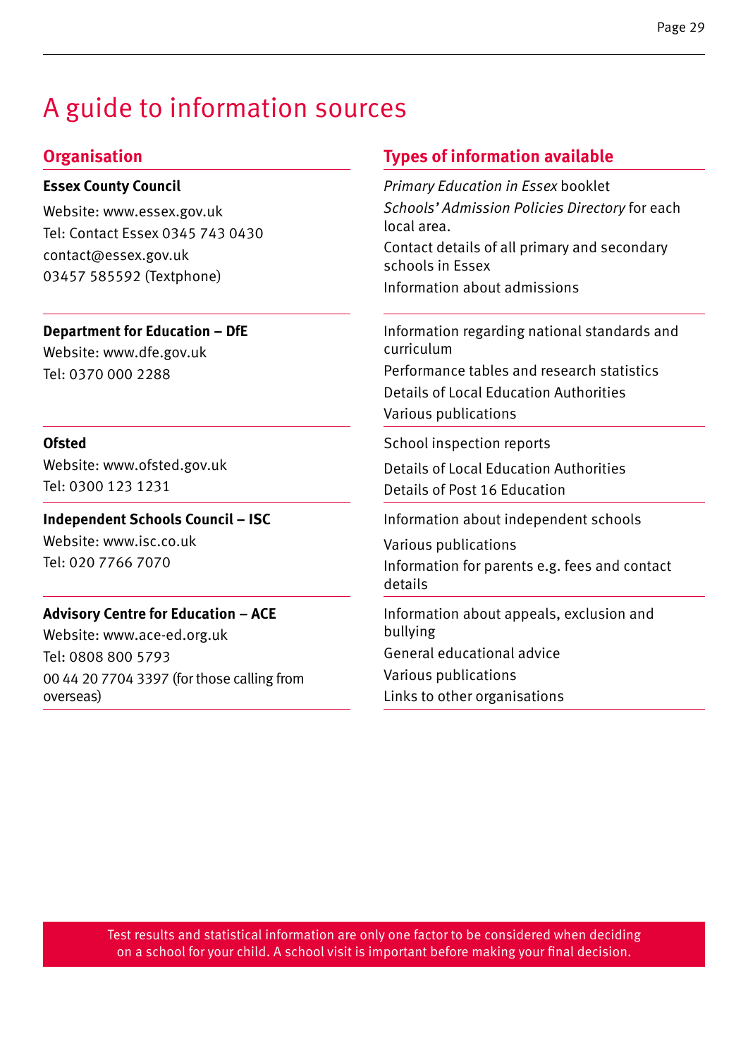# A guide to information sources

| Organisation | Types of information available |
|---|---|
| **Essex County Council**<br>Website: www.essex.gov.uk<br>Tel: Contact Essex 0345 743 0430<br>contact@essex.gov.uk<br>03457 585592 (Textphone) | *Primary Education in Essex* booklet<br>*Schools' Admission Policies Directory* for each local area.<br>Contact details of all primary and secondary schools in Essex<br>Information about admissions |
| **Department for Education – DfE**<br>Website: www.dfe.gov.uk<br>Tel: 0370 000 2288 | Information regarding national standards and curriculum<br>Performance tables and research statistics<br>Details of Local Education Authorities<br>Various publications |
| **Ofsted**<br>Website: www.ofsted.gov.uk<br>Tel: 0300 123 1231 | School inspection reports<br>Details of Local Education Authorities<br>Details of Post 16 Education |
| **Independent Schools Council – ISC**<br>Website: www.isc.co.uk<br>Tel: 020 7766 7070 | Information about independent schools<br>Various publications<br>Information for parents e.g. fees and contact details |
| **Advisory Centre for Education – ACE**<br>Website: www.ace-ed.org.uk<br>Tel: 0808 800 5793<br>00 44 20 7704 3397 (for those calling from overseas) | Information about appeals, exclusion and bullying<br>General educational advice<br>Various publications<br>Links to other organisations |

Test results and statistical information are only one factor to be considered when deciding on a school for your child. A school visit is important before making your final decision.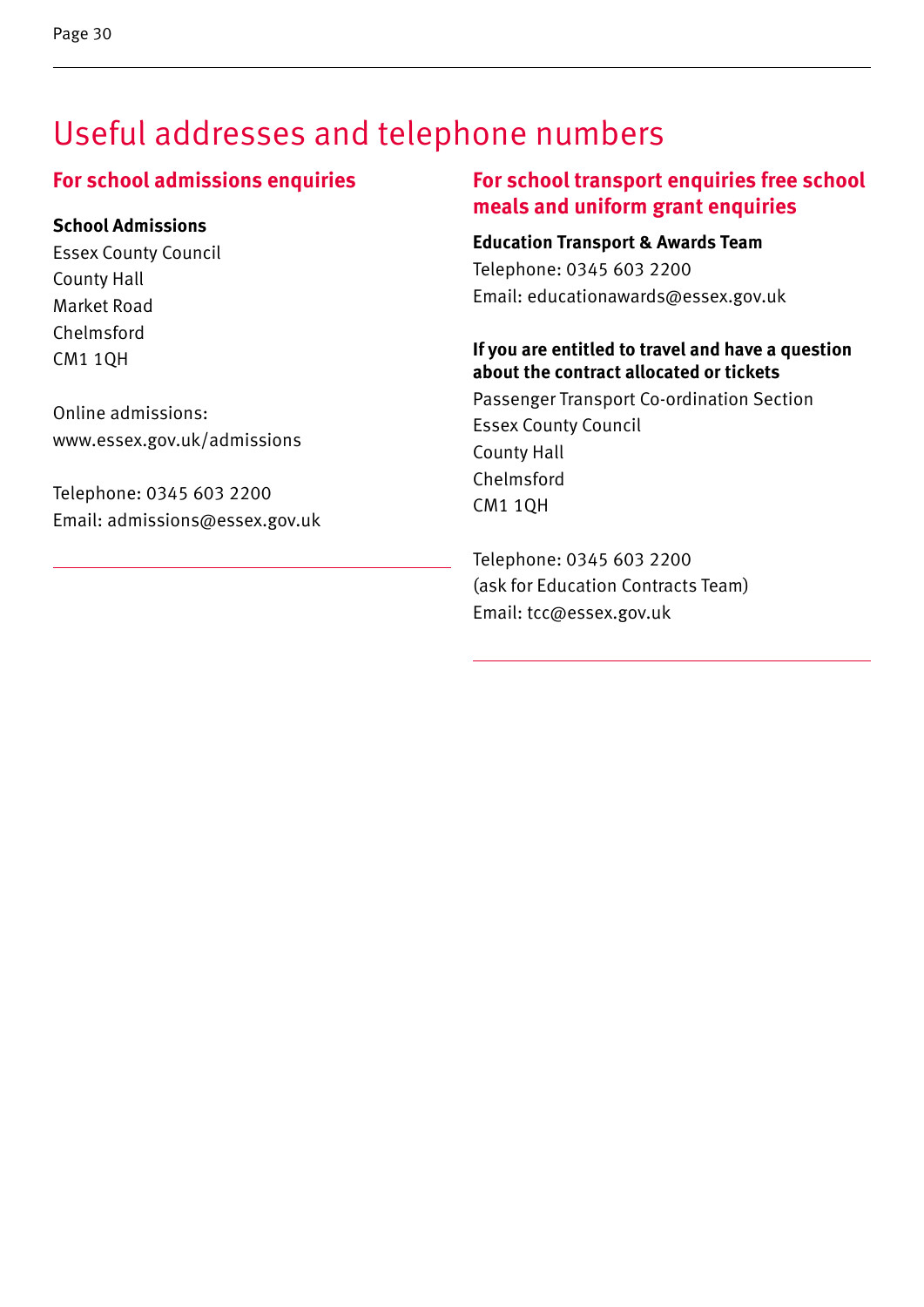# Useful addresses and telephone numbers

## For school admissions enquiries

**School Admissions**
Essex County Council
County Hall
Market Road
Chelmsford
CM1 1QH

Online admissions:
www.essex.gov.uk/admissions

Telephone: 0345 603 2200
Email: admissions@essex.gov.uk

## For school transport enquiries free school meals and uniform grant enquiries

**Education Transport & Awards Team**
Telephone: 0345 603 2200
Email: educationawards@essex.gov.uk

**If you are entitled to travel and have a question about the contract allocated or tickets**
Passenger Transport Co-ordination Section
Essex County Council
County Hall
Chelmsford
CM1 1QH

Telephone: 0345 603 2200
(ask for Education Contracts Team)
Email: tcc@essex.gov.uk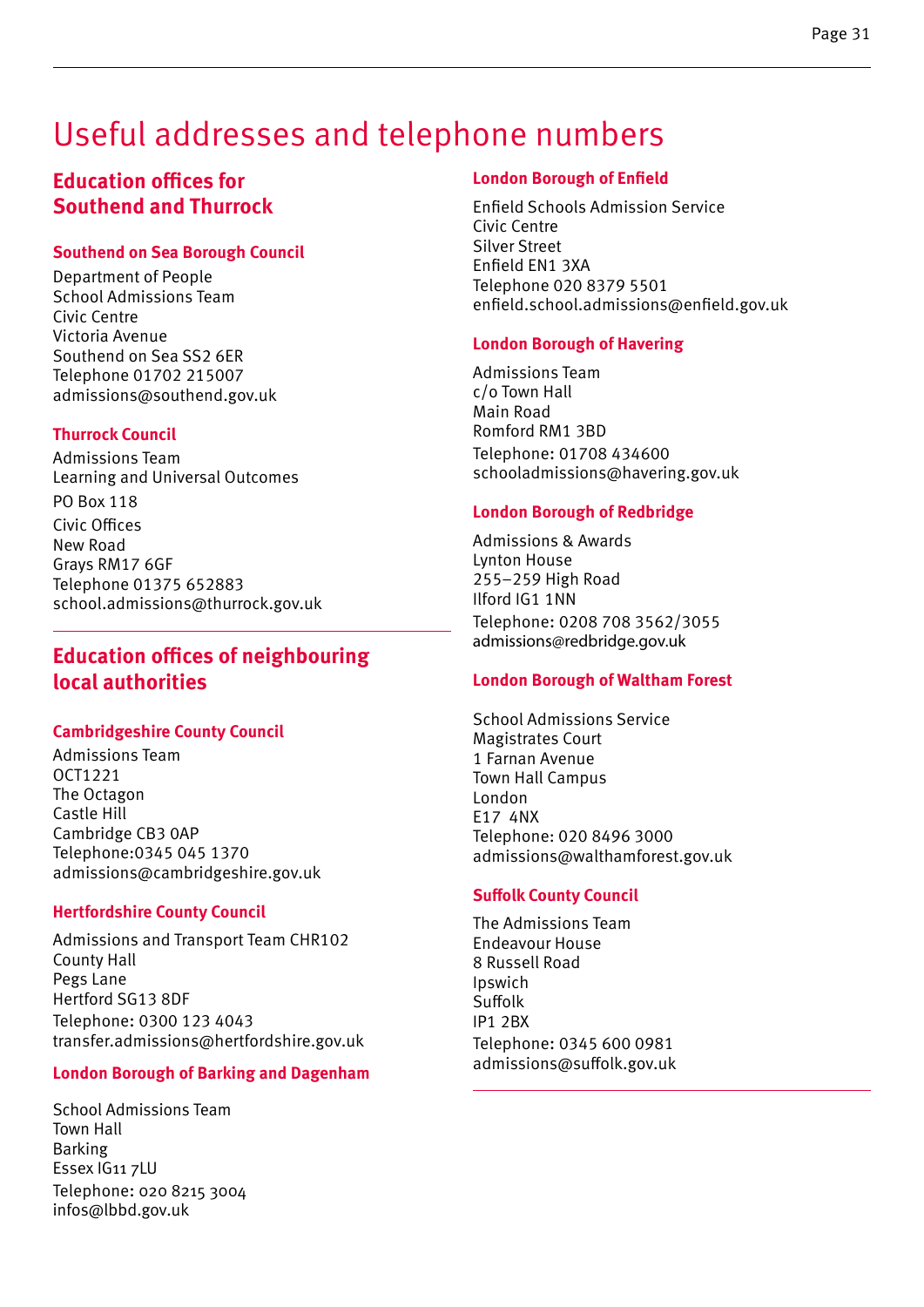# Useful addresses and telephone numbers

## Education offices for Southend and Thurrock

### Southend on Sea Borough Council

Department of People
School Admissions Team
Civic Centre
Victoria Avenue
Southend on Sea SS2 6ER
Telephone 01702 215007
admissions@southend.gov.uk

### Thurrock Council

Admissions Team
Learning and Universal Outcomes
PO Box 118
Civic Offices
New Road
Grays RM17 6GF
Telephone 01375 652883
school.admissions@thurrock.gov.uk

## Education offices of neighbouring local authorities

### Cambridgeshire County Council

Admissions Team
OCT1221
The Octagon
Castle Hill
Cambridge CB3 0AP
Telephone:0345 045 1370
admissions@cambridgeshire.gov.uk

### Hertfordshire County Council

Admissions and Transport Team CHR102
County Hall
Pegs Lane
Hertford SG13 8DF
Telephone: 0300 123 4043
transfer.admissions@hertfordshire.gov.uk

### London Borough of Barking and Dagenham

School Admissions Team
Town Hall
Barking
Essex IG11 7LU
Telephone: 020 8215 3004
infos@lbbd.gov.uk

### London Borough of Enfield

Enfield Schools Admission Service
Civic Centre
Silver Street
Enfield EN1 3XA
Telephone 020 8379 5501
enfield.school.admissions@enfield.gov.uk

### London Borough of Havering

Admissions Team
c/o Town Hall
Main Road
Romford RM1 3BD
Telephone: 01708 434600
schooladmissions@havering.gov.uk

### London Borough of Redbridge

Admissions & Awards
Lynton House
255–259 High Road
Ilford IG1 1NN
Telephone: 0208 708 3562/3055
admissions@redbridge.gov.uk

### London Borough of Waltham Forest

School Admissions Service
Magistrates Court
1 Farnan Avenue
Town Hall Campus
London
E17 4NX
Telephone: 020 8496 3000
admissions@walthamforest.gov.uk

### Suffolk County Council

The Admissions Team
Endeavour House
8 Russell Road
Ipswich
Suffolk
IP1 2BX
Telephone: 0345 600 0981
admissions@suffolk.gov.uk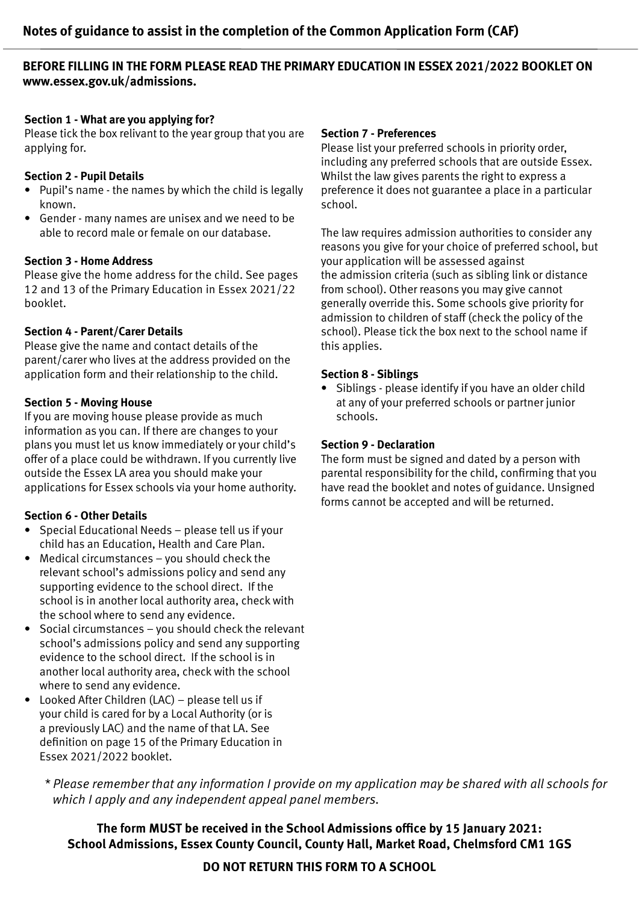## Notes of guidance to assist in the completion of the Common Application Form (CAF)

**BEFORE FILLING IN THE FORM PLEASE READ THE PRIMARY EDUCATION IN ESSEX 2021/2022 BOOKLET ON www.essex.gov.uk/admissions.**

**Section 1 - What are you applying for?**
Please tick the box relivant to the year group that you are applying for.

**Section 2 - Pupil Details**

- Pupil's name - the names by which the child is legally known.
- Gender - many names are unisex and we need to be able to record male or female on our database.

**Section 3 - Home Address**
Please give the home address for the child. See pages 12 and 13 of the Primary Education in Essex 2021/22 booklet.

**Section 4 - Parent/Carer Details**
Please give the name and contact details of the parent/carer who lives at the address provided on the application form and their relationship to the child.

**Section 5 - Moving House**
If you are moving house please provide as much information as you can. If there are changes to your plans you must let us know immediately or your child's offer of a place could be withdrawn. If you currently live outside the Essex LA area you should make your applications for Essex schools via your home authority.

**Section 6 - Other Details**

- Special Educational Needs – please tell us if your child has an Education, Health and Care Plan.
- Medical circumstances – you should check the relevant school's admissions policy and send any supporting evidence to the school direct. If the school is in another local authority area, check with the school where to send any evidence.
- Social circumstances – you should check the relevant school's admissions policy and send any supporting evidence to the school direct. If the school is in another local authority area, check with the school where to send any evidence.
- Looked After Children (LAC) – please tell us if your child is cared for by a Local Authority (or is a previously LAC) and the name of that LA. See definition on page 15 of the Primary Education in Essex 2021/2022 booklet.

**Section 7 - Preferences**
Please list your preferred schools in priority order, including any preferred schools that are outside Essex. Whilst the law gives parents the right to express a preference it does not guarantee a place in a particular school.

The law requires admission authorities to consider any reasons you give for your choice of preferred school, but your application will be assessed against the admission criteria (such as sibling link or distance from school). Other reasons you may give cannot generally override this. Some schools give priority for admission to children of staff (check the policy of the school). Please tick the box next to the school name if this applies.

**Section 8 - Siblings**

- Siblings - please identify if you have an older child at any of your preferred schools or partner junior schools.

**Section 9 - Declaration**
The form must be signed and dated by a person with parental responsibility for the child, confirming that you have read the booklet and notes of guidance. Unsigned forms cannot be accepted and will be returned.

*\* Please remember that any information I provide on my application may be shared with all schools for which I apply and any independent appeal panel members.*

**The form MUST be received in the School Admissions office by 15 January 2021: School Admissions, Essex County Council, County Hall, Market Road, Chelmsford CM1 1GS**

**DO NOT RETURN THIS FORM TO A SCHOOL**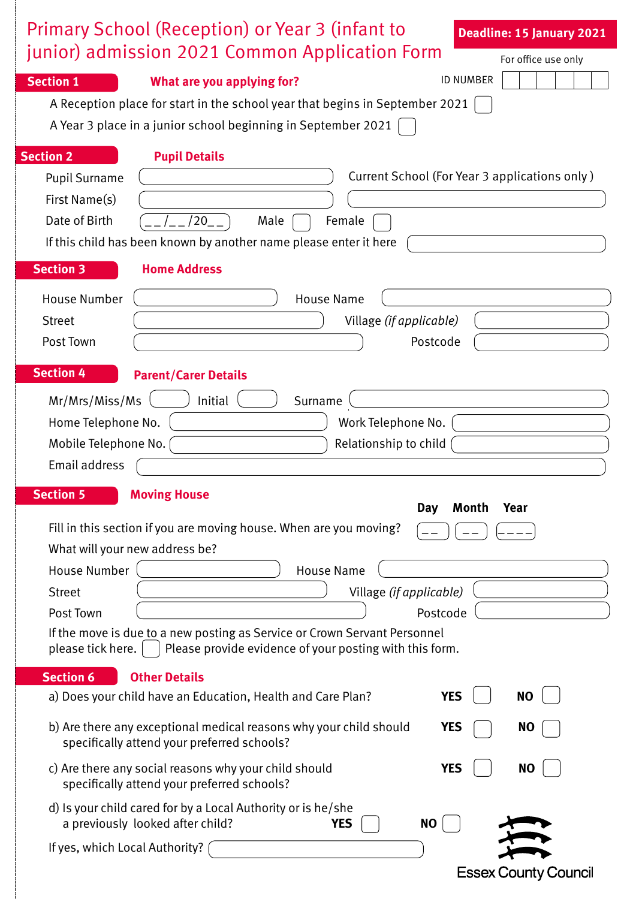# Primary School (Reception) or Year 3 (infant to junior) admission 2021 Common Application Form

**Deadline: 15 January 2021**

For office use only

ID NUMBER ☐☐☐☐☐☐

## Section 1 — What are you applying for?

A Reception place for start in the school year that begins in September 2021 ☐

A Year 3 place in a junior school beginning in September 2021 ☐

## Section 2 — Pupil Details

Pupil Surname ______________

First Name(s) ______________

Current School (For Year 3 applications only) ______________

Date of Birth __/__/20__ Male ☐ Female ☐

If this child has been known by another name please enter it here ______________

## Section 3 — Home Address

House Number ______________ House Name ______________

Street ______________ Village *(if applicable)* ______________

Post Town ______________ Postcode ______________

## Section 4 — Parent/Carer Details

Mr/Mrs/Miss/Ms ______ Initial ______ Surname ______________

Home Telephone No. ______________ Work Telephone No. ______________

Mobile Telephone No. ______________ Relationship to child ______________

Email address ______________

## Section 5 — Moving House

Fill in this section if you are moving house. When are you moving? Day __ Month __ Year ____

What will your new address be?

House Number ______________ House Name ______________

Street ______________ Village *(if applicable)* ______________

Post Town ______________ Postcode ______________

If the move is due to a new posting as Service or Crown Servant Personnel please tick here. ☐ Please provide evidence of your posting with this form.

## Section 6 — Other Details

a) Does your child have an Education, Health and Care Plan? **YES** ☐ **NO** ☐

b) Are there any exceptional medical reasons why your child should specifically attend your preferred schools? **YES** ☐ **NO** ☐

c) Are there any social reasons why your child should specifically attend your preferred schools? **YES** ☐ **NO** ☐

d) Is your child cared for by a Local Authority or is he/she a previously looked after child? **YES** ☐ **NO** ☐

If yes, which Local Authority? ______________

Essex County Council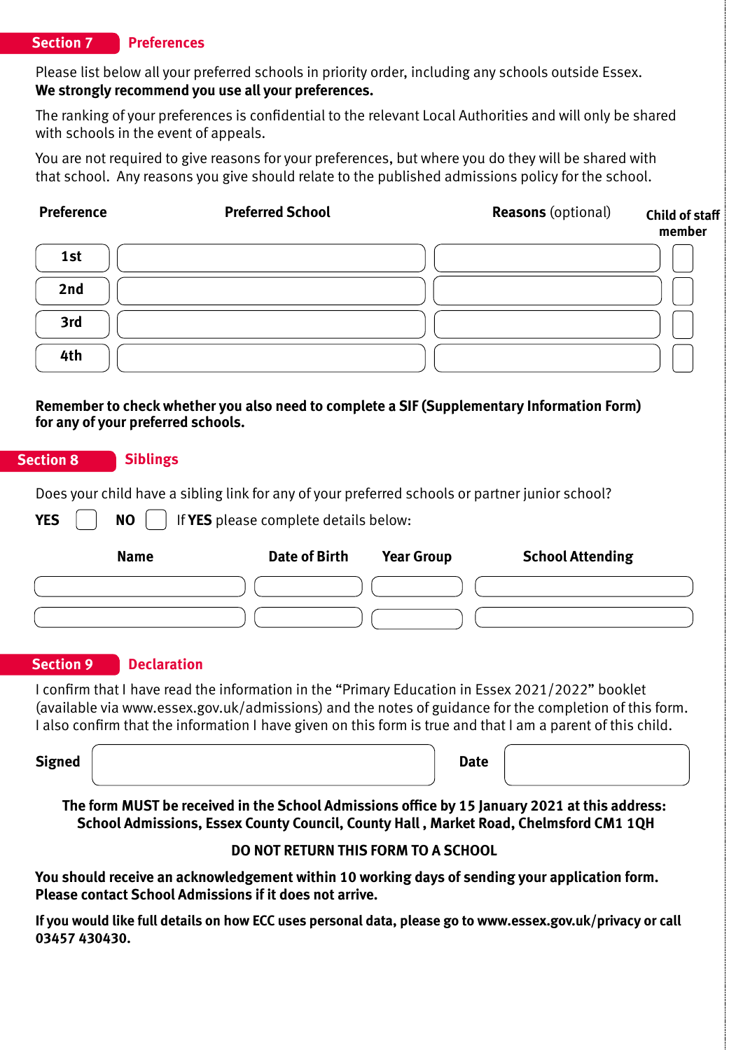## Section 7 Preferences

Please list below all your preferred schools in priority order, including any schools outside Essex.
**We strongly recommend you use all your preferences.**

The ranking of your preferences is confidential to the relevant Local Authorities and will only be shared with schools in the event of appeals.

You are not required to give reasons for your preferences, but where you do they will be shared with that school. Any reasons you give should relate to the published admissions policy for the school.

| **Preference** | **Preferred School** | **Reasons** (optional) | **Child of staff member** |
|---|---|---|---|
| 1st | | | |
| 2nd | | | |
| 3rd | | | |
| 4th | | | |

**Remember to check whether you also need to complete a SIF (Supplementary Information Form) for any of your preferred schools.**

## Section 8 Siblings

Does your child have a sibling link for any of your preferred schools or partner junior school?

**YES** ☐ **NO** ☐ If **YES** please complete details below:

| **Name** | **Date of Birth** | **Year Group** | **School Attending** |
|---|---|---|---|
| | | | |
| | | | |

## Section 9 Declaration

I confirm that I have read the information in the "Primary Education in Essex 2021/2022" booklet (available via www.essex.gov.uk/admissions) and the notes of guidance for the completion of this form. I also confirm that the information I have given on this form is true and that I am a parent of this child.

**Signed** ______________________ **Date** ____________

**The form MUST be received in the School Admissions office by 15 January 2021 at this address: School Admissions, Essex County Council, County Hall , Market Road, Chelmsford CM1 1QH**

**DO NOT RETURN THIS FORM TO A SCHOOL**

**You should receive an acknowledgement within 10 working days of sending your application form. Please contact School Admissions if it does not arrive.**

**If you would like full details on how ECC uses personal data, please go to www.essex.gov.uk/privacy or call 03457 430430.**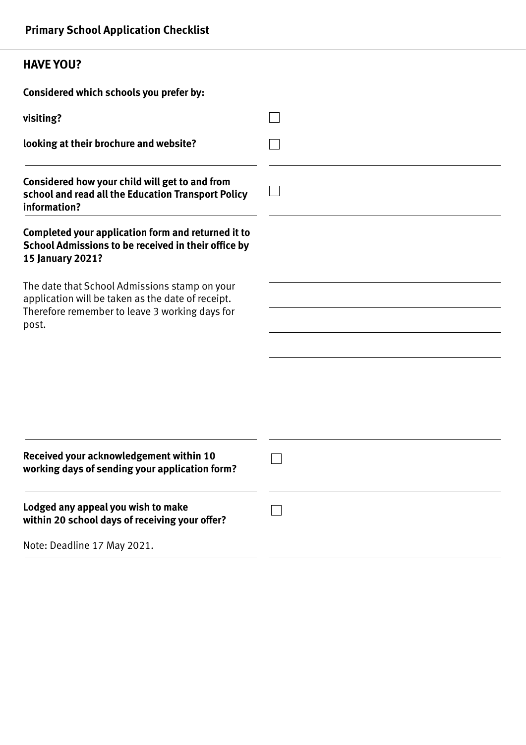## Primary School Application Checklist

### HAVE YOU?

**Considered which schools you prefer by:**

**visiting?** ☐

**looking at their brochure and website?** ☐

**Considered how your child will get to and from school and read all the Education Transport Policy information?** ☐

**Completed your application form and returned it to School Admissions to be received in their office by 15 January 2021?**

The date that School Admissions stamp on your application will be taken as the date of receipt. Therefore remember to leave 3 working days for post.

**Received your acknowledgement within 10 working days of sending your application form?** ☐

**Lodged any appeal you wish to make within 20 school days of receiving your offer?** ☐

Note: Deadline 17 May 2021.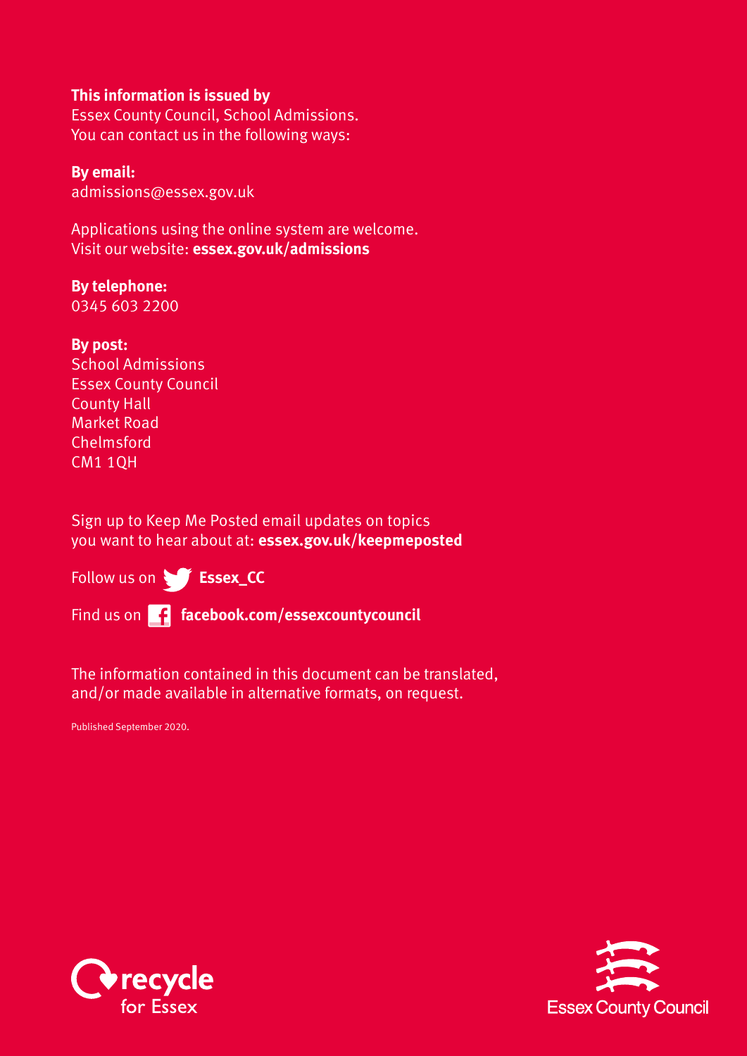**This information is issued by**
Essex County Council, School Admissions.
You can contact us in the following ways:

**By email:**
admissions@essex.gov.uk

Applications using the online system are welcome.
Visit our website: **essex.gov.uk/admissions**

**By telephone:**
0345 603 2200

**By post:**
School Admissions
Essex County Council
County Hall
Market Road
Chelmsford
CM1 1QH

Sign up to Keep Me Posted email updates on topics you want to hear about at: **essex.gov.uk/keepmeposted**

Follow us on **Essex_CC**

Find us on **facebook.com/essexcountycouncil**

The information contained in this document can be translated, and/or made available in alternative formats, on request.

Published September 2020.

recycle for Essex

Essex County Council